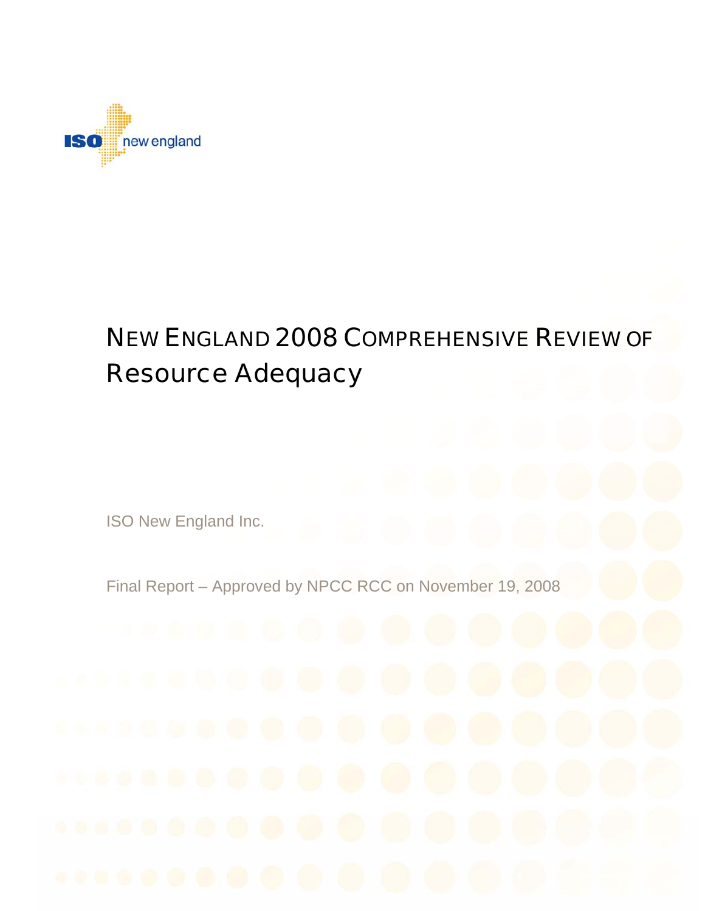ISO new england

# NEW ENGLAND 2008 COMPREHENSIVE REVIEW OF Resource Adequacy

ISO New England Inc.

Final Report – Approved by NPCC RCC on November 19, 2008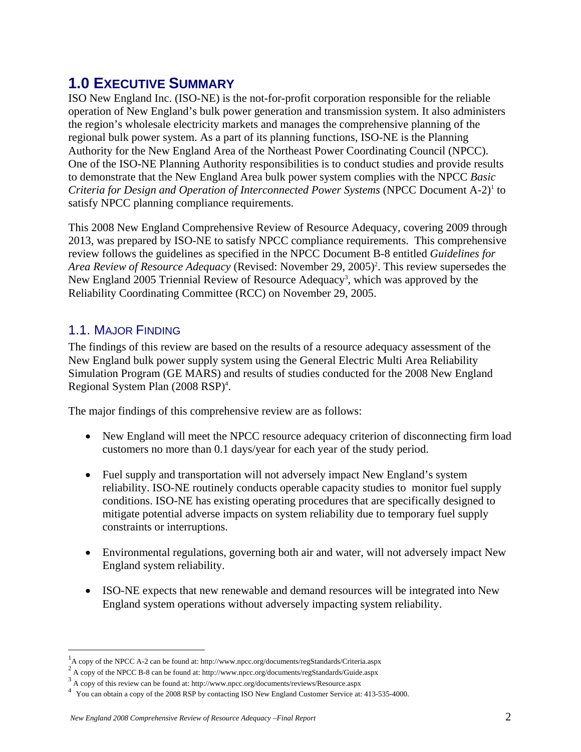# 1.0 EXECUTIVE SUMMARY

ISO New England Inc. (ISO-NE) is the not-for-profit corporation responsible for the reliable operation of New England's bulk power generation and transmission system. It also administers the region's wholesale electricity markets and manages the comprehensive planning of the regional bulk power system. As a part of its planning functions, ISO-NE is the Planning Authority for the New England Area of the Northeast Power Coordinating Council (NPCC). One of the ISO-NE Planning Authority responsibilities is to conduct studies and provide results to demonstrate that the New England Area bulk power system complies with the NPCC *Basic Criteria for Design and Operation of Interconnected Power Systems* (NPCC Document A-2)[1] to satisfy NPCC planning compliance requirements.

This 2008 New England Comprehensive Review of Resource Adequacy, covering 2009 through 2013, was prepared by ISO-NE to satisfy NPCC compliance requirements. This comprehensive review follows the guidelines as specified in the NPCC Document B-8 entitled *Guidelines for Area Review of Resource Adequacy* (Revised: November 29, 2005)[2]. This review supersedes the New England 2005 Triennial Review of Resource Adequacy[3], which was approved by the Reliability Coordinating Committee (RCC) on November 29, 2005.

## 1.1. MAJOR FINDING

The findings of this review are based on the results of a resource adequacy assessment of the New England bulk power supply system using the General Electric Multi Area Reliability Simulation Program (GE MARS) and results of studies conducted for the 2008 New England Regional System Plan (2008 RSP)[4].

The major findings of this comprehensive review are as follows:

- New England will meet the NPCC resource adequacy criterion of disconnecting firm load customers no more than 0.1 days/year for each year of the study period.
- Fuel supply and transportation will not adversely impact New England's system reliability. ISO-NE routinely conducts operable capacity studies to monitor fuel supply conditions. ISO-NE has existing operating procedures that are specifically designed to mitigate potential adverse impacts on system reliability due to temporary fuel supply constraints or interruptions.
- Environmental regulations, governing both air and water, will not adversely impact New England system reliability.
- ISO-NE expects that new renewable and demand resources will be integrated into New England system operations without adversely impacting system reliability.

---

[1] A copy of the NPCC A-2 can be found at: http://www.npcc.org/documents/regStandards/Criteria.aspx

[2] A copy of the NPCC B-8 can be found at: http://www.npcc.org/documents/regStandards/Guide.aspx

[3] A copy of this review can be found at: http://www.npcc.org/documents/reviews/Resource.aspx

[4] You can obtain a copy of the 2008 RSP by contacting ISO New England Customer Service at: 413-535-4000.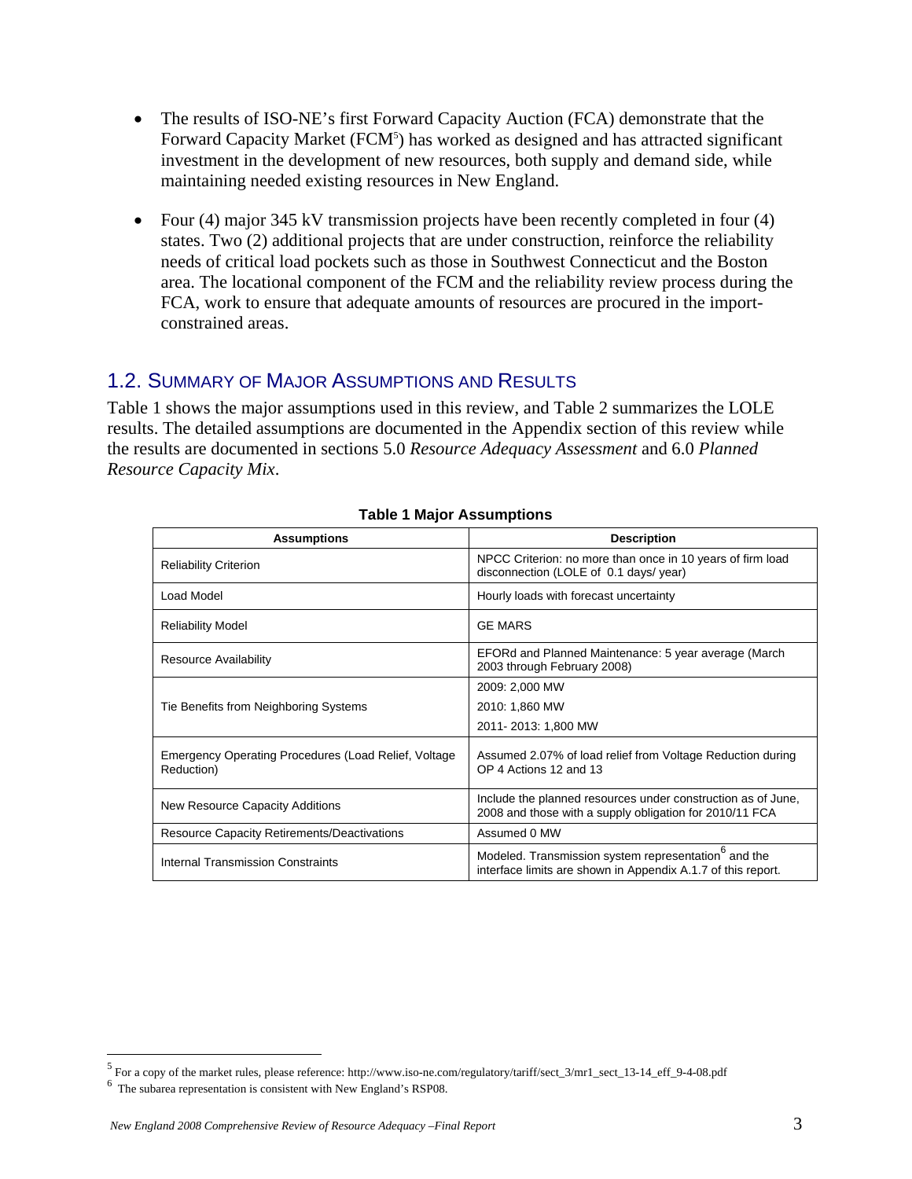- The results of ISO-NE's first Forward Capacity Auction (FCA) demonstrate that the Forward Capacity Market (FCM[5]) has worked as designed and has attracted significant investment in the development of new resources, both supply and demand side, while maintaining needed existing resources in New England.

- Four (4) major 345 kV transmission projects have been recently completed in four (4) states. Two (2) additional projects that are under construction, reinforce the reliability needs of critical load pockets such as those in Southwest Connecticut and the Boston area. The locational component of the FCM and the reliability review process during the FCA, work to ensure that adequate amounts of resources are procured in the import-constrained areas.

## 1.2. Summary of Major Assumptions and Results

Table 1 shows the major assumptions used in this review, and Table 2 summarizes the LOLE results. The detailed assumptions are documented in the Appendix section of this review while the results are documented in sections 5.0 *Resource Adequacy Assessment* and 6.0 *Planned Resource Capacity Mix*.

**Table 1 Major Assumptions**

| Assumptions | Description |
|---|---|
| Reliability Criterion | NPCC Criterion: no more than once in 10 years of firm load disconnection (LOLE of 0.1 days/ year) |
| Load Model | Hourly loads with forecast uncertainty |
| Reliability Model | GE MARS |
| Resource Availability | EFORd and Planned Maintenance: 5 year average (March 2003 through February 2008) |
| Tie Benefits from Neighboring Systems | 2009: 2,000 MW<br>2010: 1,860 MW<br>2011- 2013: 1,800 MW |
| Emergency Operating Procedures (Load Relief, Voltage Reduction) | Assumed 2.07% of load relief from Voltage Reduction during OP 4 Actions 12 and 13 |
| New Resource Capacity Additions | Include the planned resources under construction as of June, 2008 and those with a supply obligation for 2010/11 FCA |
| Resource Capacity Retirements/Deactivations | Assumed 0 MW |
| Internal Transmission Constraints | Modeled. Transmission system representation[6] and the interface limits are shown in Appendix A.1.7 of this report. |

---

[5] For a copy of the market rules, please reference: http://www.iso-ne.com/regulatory/tariff/sect_3/mr1_sect_13-14_eff_9-4-08.pdf

[6] The subarea representation is consistent with New England's RSP08.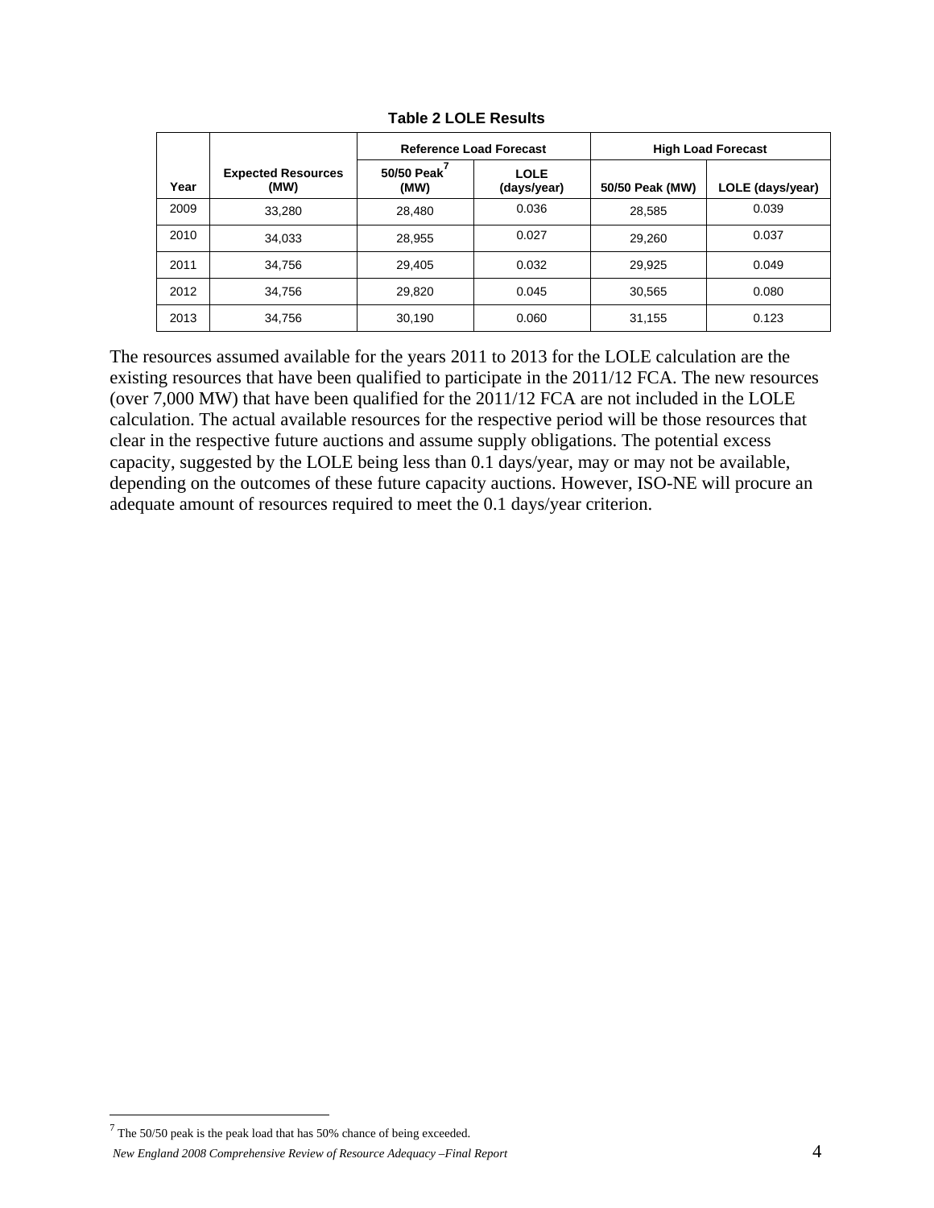**Table 2 LOLE Results**

| Year | Expected Resources (MW) | Reference Load Forecast | | High Load Forecast | |
|---|---|---|---|---|---|
| | | 50/50 Peak[7] (MW) | LOLE (days/year) | 50/50 Peak (MW) | LOLE (days/year) |
| 2009 | 33,280 | 28,480 | 0.036 | 28,585 | 0.039 |
| 2010 | 34,033 | 28,955 | 0.027 | 29,260 | 0.037 |
| 2011 | 34,756 | 29,405 | 0.032 | 29,925 | 0.049 |
| 2012 | 34,756 | 29,820 | 0.045 | 30,565 | 0.080 |
| 2013 | 34,756 | 30,190 | 0.060 | 31,155 | 0.123 |

The resources assumed available for the years 2011 to 2013 for the LOLE calculation are the existing resources that have been qualified to participate in the 2011/12 FCA. The new resources (over 7,000 MW) that have been qualified for the 2011/12 FCA are not included in the LOLE calculation. The actual available resources for the respective period will be those resources that clear in the respective future auctions and assume supply obligations. The potential excess capacity, suggested by the LOLE being less than 0.1 days/year, may or may not be available, depending on the outcomes of these future capacity auctions. However, ISO-NE will procure an adequate amount of resources required to meet the 0.1 days/year criterion.

[7] The 50/50 peak is the peak load that has 50% chance of being exceeded.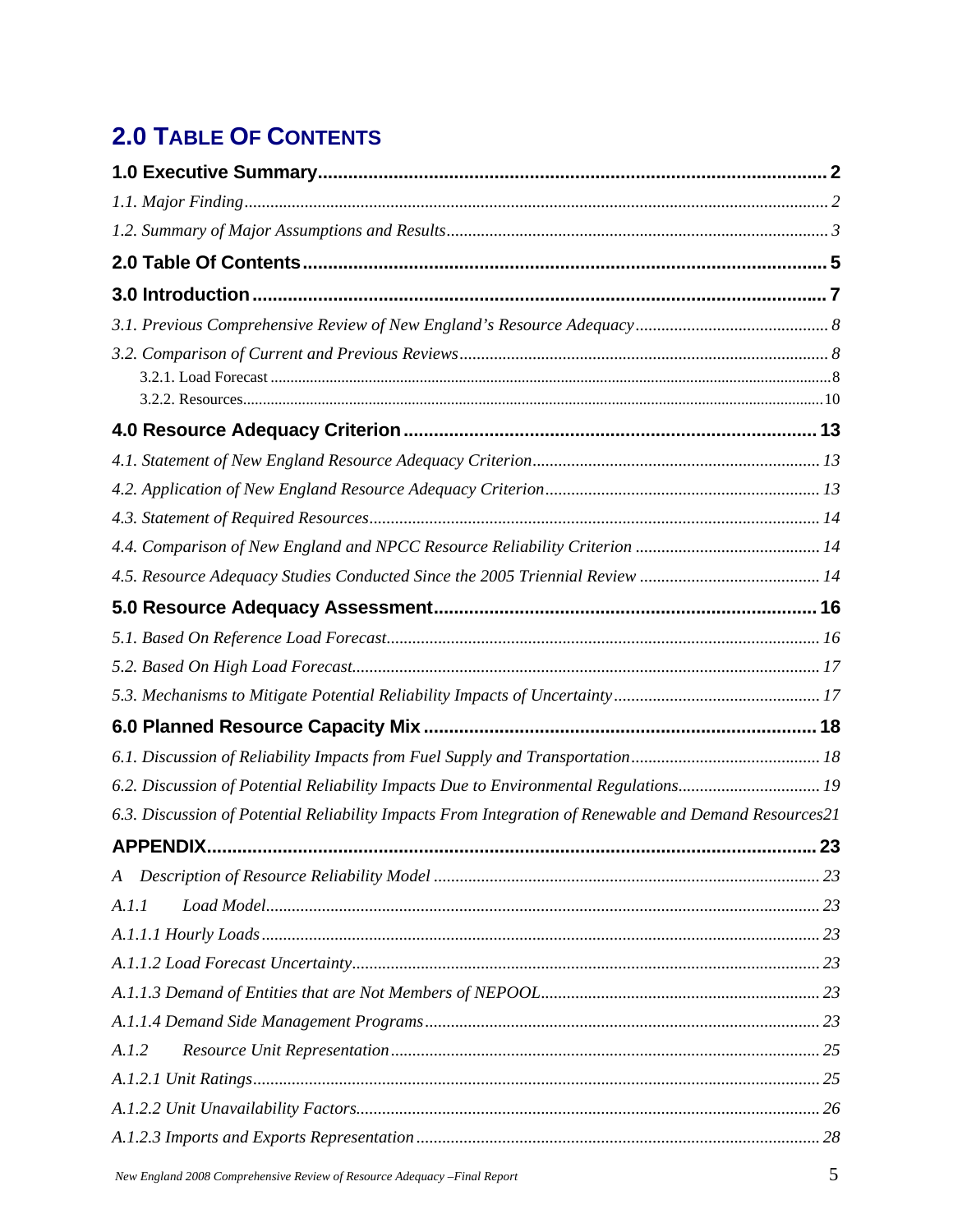# 2.0 TABLE OF CONTENTS

**1.0 Executive Summary** ........ **2**

*1.1. Major Finding* ........ *2*

*1.2. Summary of Major Assumptions and Results* ........ *3*

**2.0 Table Of Contents** ........ **5**

**3.0 Introduction** ........ **7**

*3.1. Previous Comprehensive Review of New England's Resource Adequacy* ........ *8*

*3.2. Comparison of Current and Previous Reviews* ........ *8*

3.2.1. Load Forecast ........ 8

3.2.2. Resources ........ 10

**4.0 Resource Adequacy Criterion** ........ **13**

*4.1. Statement of New England Resource Adequacy Criterion* ........ *13*

*4.2. Application of New England Resource Adequacy Criterion* ........ *13*

*4.3. Statement of Required Resources* ........ *14*

*4.4. Comparison of New England and NPCC Resource Reliability Criterion* ........ *14*

*4.5. Resource Adequacy Studies Conducted Since the 2005 Triennial Review* ........ *14*

**5.0 Resource Adequacy Assessment** ........ **16**

*5.1. Based On Reference Load Forecast* ........ *16*

*5.2. Based On High Load Forecast* ........ *17*

*5.3. Mechanisms to Mitigate Potential Reliability Impacts of Uncertainty* ........ *17*

**6.0 Planned Resource Capacity Mix** ........ **18**

*6.1. Discussion of Reliability Impacts from Fuel Supply and Transportation* ........ *18*

*6.2. Discussion of Potential Reliability Impacts Due to Environmental Regulations* ........ *19*

*6.3. Discussion of Potential Reliability Impacts From Integration of Renewable and Demand Resources* *21*

**APPENDIX** ........ **23**

*A Description of Resource Reliability Model* ........ *23*

*A.1.1 Load Model* ........ *23*

*A.1.1.1 Hourly Loads* ........ *23*

*A.1.1.2 Load Forecast Uncertainty* ........ *23*

*A.1.1.3 Demand of Entities that are Not Members of NEPOOL* ........ *23*

*A.1.1.4 Demand Side Management Programs* ........ *23*

*A.1.2 Resource Unit Representation* ........ *25*

*A.1.2.1 Unit Ratings* ........ *25*

*A.1.2.2 Unit Unavailability Factors* ........ *26*

*A.1.2.3 Imports and Exports Representation* ........ *28*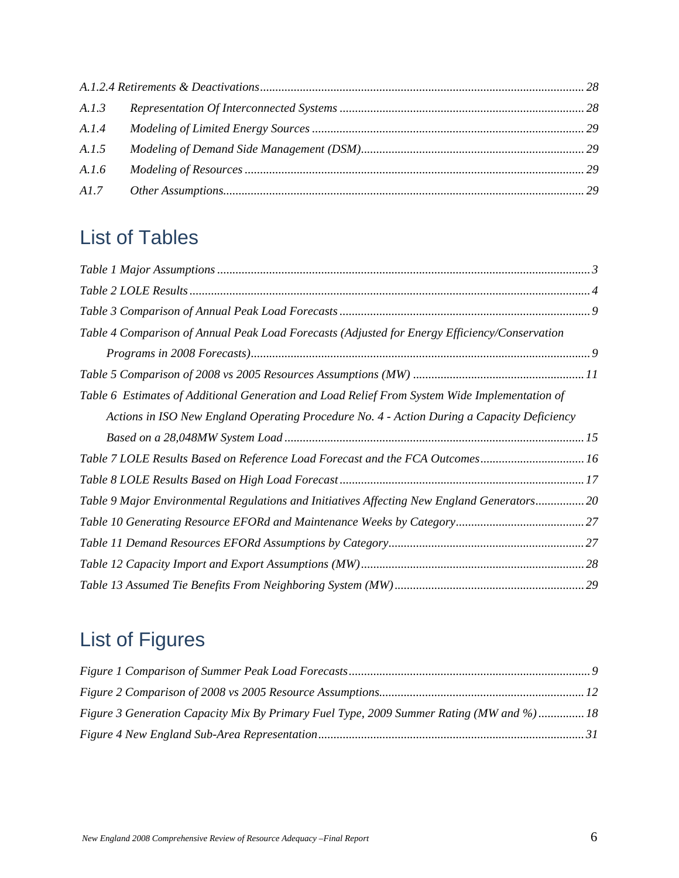*A.1.2.4 Retirements & Deactivations* ........................................................................................................ 28

*A.1.3 Representation Of Interconnected Systems* ............................................................................... 28

*A.1.4 Modeling of Limited Energy Sources* ........................................................................................ 29

*A.1.5 Modeling of Demand Side Management (DSM)* ........................................................................ 29

*A.1.6 Modeling of Resources* ............................................................................................................. 29

*A1.7 Other Assumptions* .................................................................................................................... 29

## List of Tables

*Table 1 Major Assumptions* ........................................................................................................................ 3

*Table 2 LOLE Results* ................................................................................................................................. 4

*Table 3 Comparison of Annual Peak Load Forecasts* ................................................................................. 9

*Table 4 Comparison of Annual Peak Load Forecasts (Adjusted for Energy Efficiency/Conservation Programs in 2008 Forecasts)* ............................................................................................................. 9

*Table 5 Comparison of 2008 vs 2005 Resources Assumptions (MW)* ....................................................... 11

*Table 6 Estimates of Additional Generation and Load Relief From System Wide Implementation of Actions in ISO New England Operating Procedure No. 4 - Action During a Capacity Deficiency Based on a 28,048MW System Load* ................................................................................................. 15

*Table 7 LOLE Results Based on Reference Load Forecast and the FCA Outcomes* .................................. 16

*Table 8 LOLE Results Based on High Load Forecast* ............................................................................... 17

*Table 9 Major Environmental Regulations and Initiatives Affecting New England Generators* ................ 20

*Table 10 Generating Resource EFORd and Maintenance Weeks by Category* .......................................... 27

*Table 11 Demand Resources EFORd Assumptions by Category* ............................................................... 27

*Table 12 Capacity Import and Export Assumptions (MW)* ........................................................................ 28

*Table 13 Assumed Tie Benefits From Neighboring System (MW)* ............................................................. 29

## List of Figures

*Figure 1 Comparison of Summer Peak Load Forecasts* .............................................................................. 9

*Figure 2 Comparison of 2008 vs 2005 Resource Assumptions* .................................................................. 12

*Figure 3 Generation Capacity Mix By Primary Fuel Type, 2009 Summer Rating (MW and %)* ............... 18

*Figure 4 New England Sub-Area Representation* ...................................................................................... 31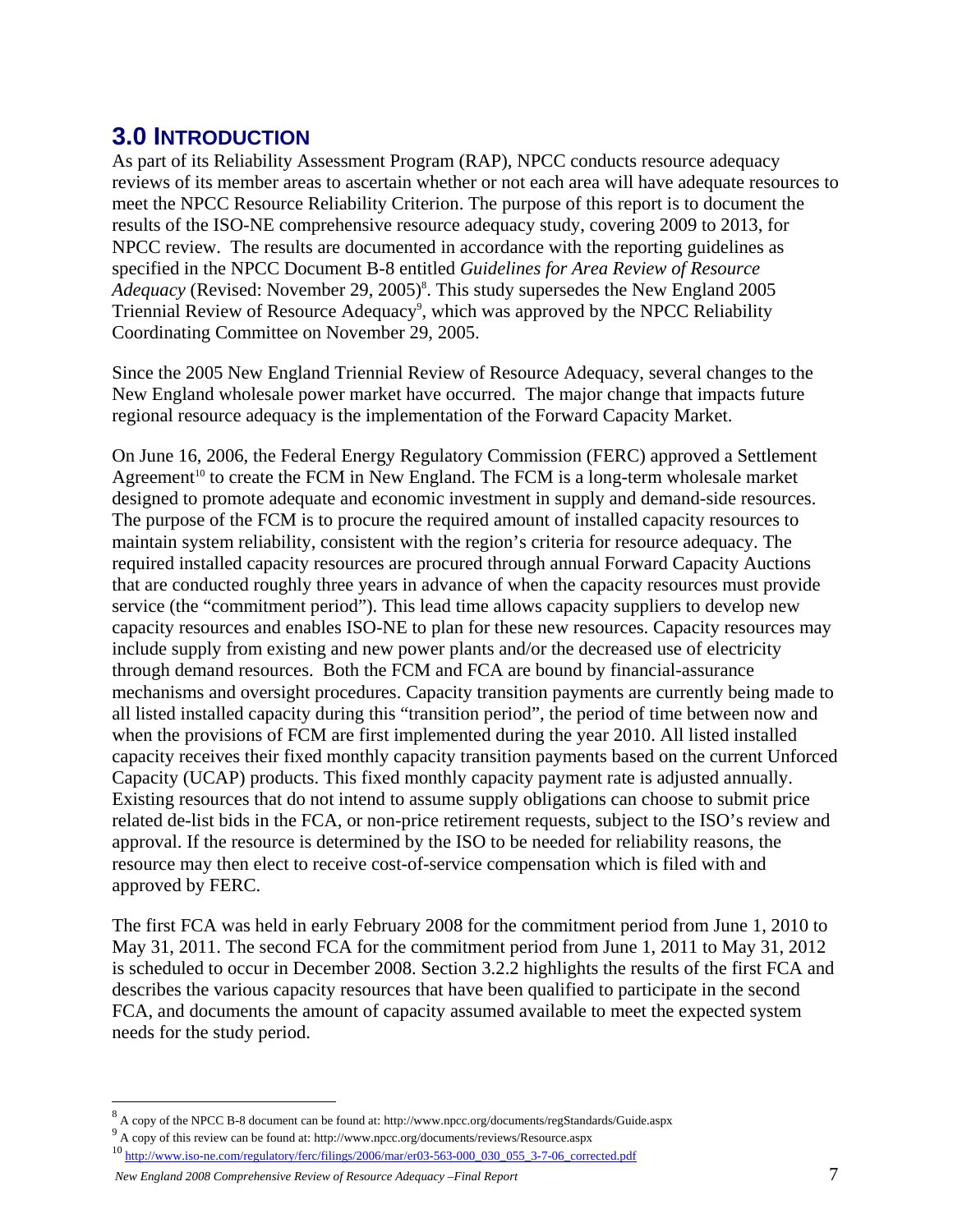## 3.0 Introduction

As part of its Reliability Assessment Program (RAP), NPCC conducts resource adequacy reviews of its member areas to ascertain whether or not each area will have adequate resources to meet the NPCC Resource Reliability Criterion. The purpose of this report is to document the results of the ISO-NE comprehensive resource adequacy study, covering 2009 to 2013, for NPCC review. The results are documented in accordance with the reporting guidelines as specified in the NPCC Document B-8 entitled *Guidelines for Area Review of Resource Adequacy* (Revised: November 29, 2005)[8]. This study supersedes the New England 2005 Triennial Review of Resource Adequacy[9], which was approved by the NPCC Reliability Coordinating Committee on November 29, 2005.

Since the 2005 New England Triennial Review of Resource Adequacy, several changes to the New England wholesale power market have occurred. The major change that impacts future regional resource adequacy is the implementation of the Forward Capacity Market.

On June 16, 2006, the Federal Energy Regulatory Commission (FERC) approved a Settlement Agreement[10] to create the FCM in New England. The FCM is a long-term wholesale market designed to promote adequate and economic investment in supply and demand-side resources. The purpose of the FCM is to procure the required amount of installed capacity resources to maintain system reliability, consistent with the region's criteria for resource adequacy. The required installed capacity resources are procured through annual Forward Capacity Auctions that are conducted roughly three years in advance of when the capacity resources must provide service (the "commitment period"). This lead time allows capacity suppliers to develop new capacity resources and enables ISO-NE to plan for these new resources. Capacity resources may include supply from existing and new power plants and/or the decreased use of electricity through demand resources. Both the FCM and FCA are bound by financial-assurance mechanisms and oversight procedures. Capacity transition payments are currently being made to all listed installed capacity during this "transition period", the period of time between now and when the provisions of FCM are first implemented during the year 2010. All listed installed capacity receives their fixed monthly capacity transition payments based on the current Unforced Capacity (UCAP) products. This fixed monthly capacity payment rate is adjusted annually. Existing resources that do not intend to assume supply obligations can choose to submit price related de-list bids in the FCA, or non-price retirement requests, subject to the ISO's review and approval. If the resource is determined by the ISO to be needed for reliability reasons, the resource may then elect to receive cost-of-service compensation which is filed with and approved by FERC.

The first FCA was held in early February 2008 for the commitment period from June 1, 2010 to May 31, 2011. The second FCA for the commitment period from June 1, 2011 to May 31, 2012 is scheduled to occur in December 2008. Section 3.2.2 highlights the results of the first FCA and describes the various capacity resources that have been qualified to participate in the second FCA, and documents the amount of capacity assumed available to meet the expected system needs for the study period.

---

[8] A copy of the NPCC B-8 document can be found at: http://www.npcc.org/documents/regStandards/Guide.aspx

[9] A copy of this review can be found at: http://www.npcc.org/documents/reviews/Resource.aspx

[10] http://www.iso-ne.com/regulatory/ferc/filings/2006/mar/er03-563-000_030_055_3-7-06_corrected.pdf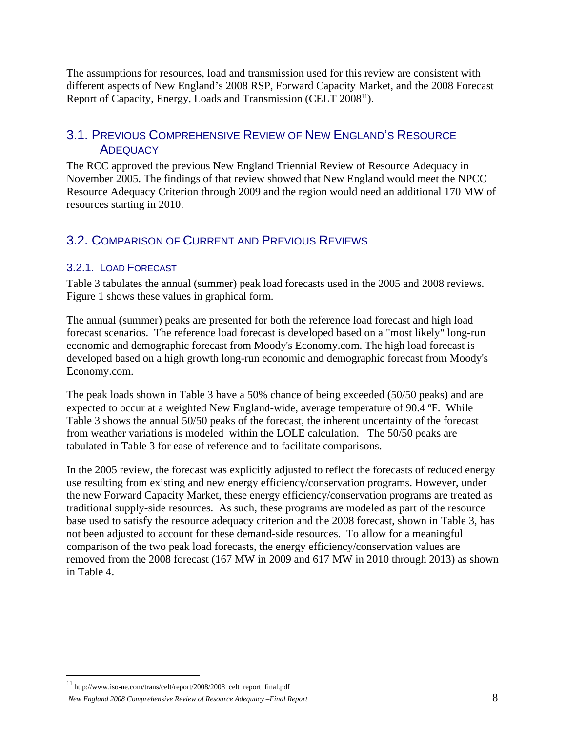The assumptions for resources, load and transmission used for this review are consistent with different aspects of New England's 2008 RSP, Forward Capacity Market, and the 2008 Forecast Report of Capacity, Energy, Loads and Transmission (CELT 2008[11]).

## 3.1. Previous Comprehensive Review of New England's Resource Adequacy

The RCC approved the previous New England Triennial Review of Resource Adequacy in November 2005. The findings of that review showed that New England would meet the NPCC Resource Adequacy Criterion through 2009 and the region would need an additional 170 MW of resources starting in 2010.

## 3.2. Comparison of Current and Previous Reviews

### 3.2.1. Load Forecast

Table 3 tabulates the annual (summer) peak load forecasts used in the 2005 and 2008 reviews. Figure 1 shows these values in graphical form.

The annual (summer) peaks are presented for both the reference load forecast and high load forecast scenarios. The reference load forecast is developed based on a "most likely" long-run economic and demographic forecast from Moody's Economy.com. The high load forecast is developed based on a high growth long-run economic and demographic forecast from Moody's Economy.com.

The peak loads shown in Table 3 have a 50% chance of being exceeded (50/50 peaks) and are expected to occur at a weighted New England-wide, average temperature of 90.4 ºF. While Table 3 shows the annual 50/50 peaks of the forecast, the inherent uncertainty of the forecast from weather variations is modeled within the LOLE calculation. The 50/50 peaks are tabulated in Table 3 for ease of reference and to facilitate comparisons.

In the 2005 review, the forecast was explicitly adjusted to reflect the forecasts of reduced energy use resulting from existing and new energy efficiency/conservation programs. However, under the new Forward Capacity Market, these energy efficiency/conservation programs are treated as traditional supply-side resources. As such, these programs are modeled as part of the resource base used to satisfy the resource adequacy criterion and the 2008 forecast, shown in Table 3, has not been adjusted to account for these demand-side resources. To allow for a meaningful comparison of the two peak load forecasts, the energy efficiency/conservation values are removed from the 2008 forecast (167 MW in 2009 and 617 MW in 2010 through 2013) as shown in Table 4.

[11] http://www.iso-ne.com/trans/celt/report/2008/2008_celt_report_final.pdf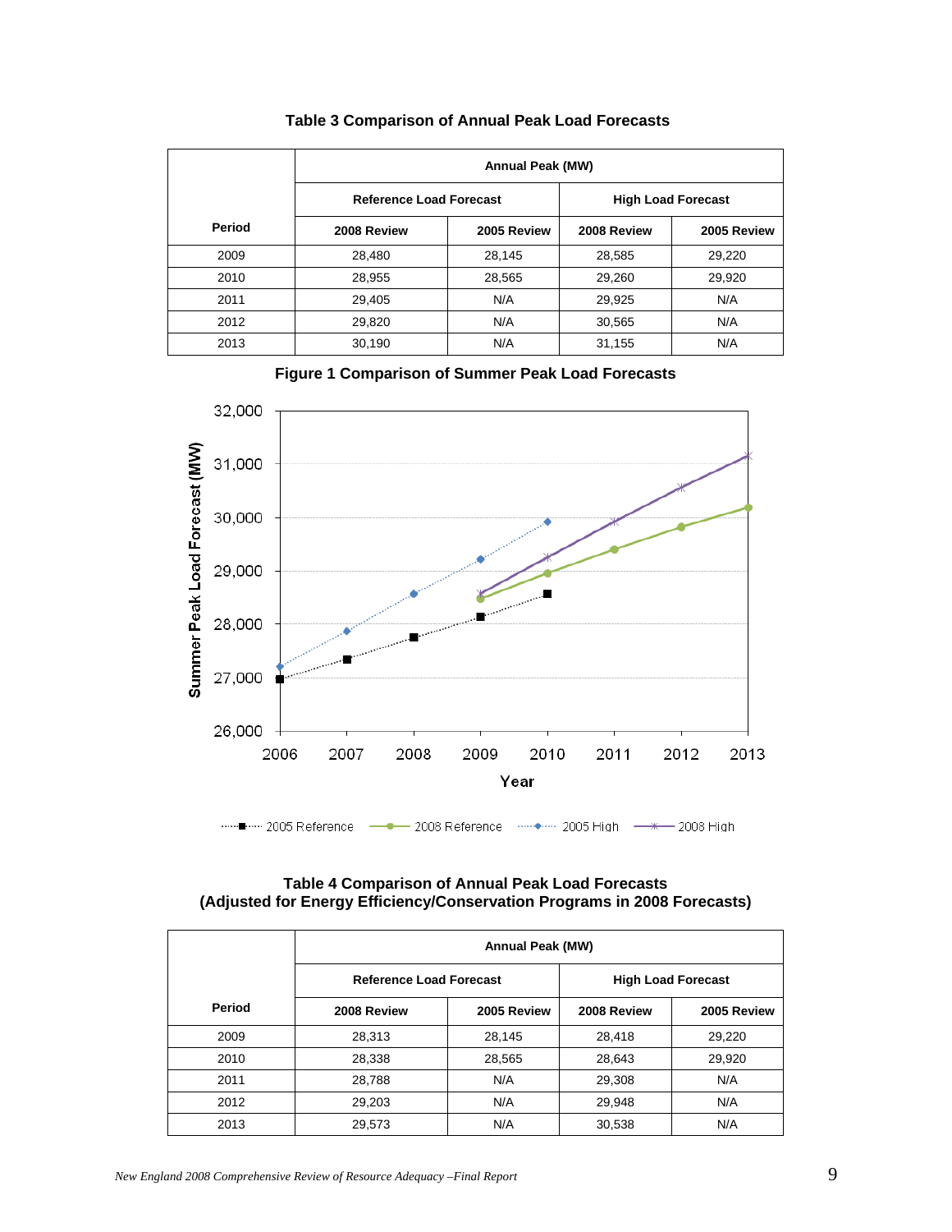**Table 3 Comparison of Annual Peak Load Forecasts**

| Period | Annual Peak (MW) | | | |
|---|---|---|---|---|
| | Reference Load Forecast | | High Load Forecast | |
| | 2008 Review | 2005 Review | 2008 Review | 2005 Review |
| 2009 | 28,480 | 28,145 | 28,585 | 29,220 |
| 2010 | 28,955 | 28,565 | 29,260 | 29,920 |
| 2011 | 29,405 | N/A | 29,925 | N/A |
| 2012 | 29,820 | N/A | 30,565 | N/A |
| 2013 | 30,190 | N/A | 31,155 | N/A |

**Figure 1 Comparison of Summer Peak Load Forecasts**

**Table 4 Comparison of Annual Peak Load Forecasts (Adjusted for Energy Efficiency/Conservation Programs in 2008 Forecasts)**

| Period | Annual Peak (MW) | | | |
|---|---|---|---|---|
| | Reference Load Forecast | | High Load Forecast | |
| | 2008 Review | 2005 Review | 2008 Review | 2005 Review |
| 2009 | 28,313 | 28,145 | 28,418 | 29,220 |
| 2010 | 28,338 | 28,565 | 28,643 | 29,920 |
| 2011 | 28,788 | N/A | 29,308 | N/A |
| 2012 | 29,203 | N/A | 29,948 | N/A |
| 2013 | 29,573 | N/A | 30,538 | N/A |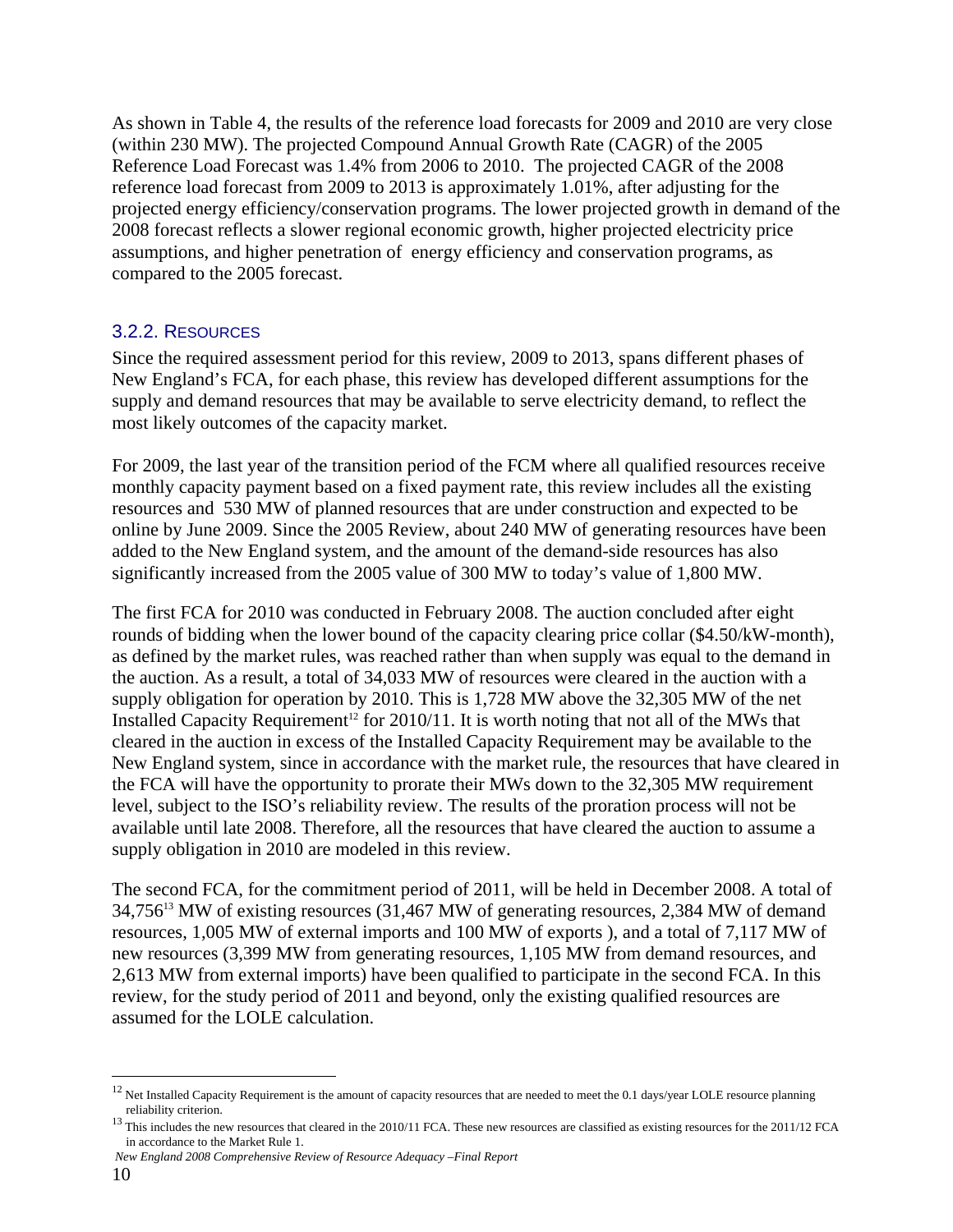As shown in Table 4, the results of the reference load forecasts for 2009 and 2010 are very close (within 230 MW). The projected Compound Annual Growth Rate (CAGR) of the 2005 Reference Load Forecast was 1.4% from 2006 to 2010. The projected CAGR of the 2008 reference load forecast from 2009 to 2013 is approximately 1.01%, after adjusting for the projected energy efficiency/conservation programs. The lower projected growth in demand of the 2008 forecast reflects a slower regional economic growth, higher projected electricity price assumptions, and higher penetration of energy efficiency and conservation programs, as compared to the 2005 forecast.

### 3.2.2. Resources

Since the required assessment period for this review, 2009 to 2013, spans different phases of New England's FCA, for each phase, this review has developed different assumptions for the supply and demand resources that may be available to serve electricity demand, to reflect the most likely outcomes of the capacity market.

For 2009, the last year of the transition period of the FCM where all qualified resources receive monthly capacity payment based on a fixed payment rate, this review includes all the existing resources and 530 MW of planned resources that are under construction and expected to be online by June 2009. Since the 2005 Review, about 240 MW of generating resources have been added to the New England system, and the amount of the demand-side resources has also significantly increased from the 2005 value of 300 MW to today's value of 1,800 MW.

The first FCA for 2010 was conducted in February 2008. The auction concluded after eight rounds of bidding when the lower bound of the capacity clearing price collar ($4.50/kW-month), as defined by the market rules, was reached rather than when supply was equal to the demand in the auction. As a result, a total of 34,033 MW of resources were cleared in the auction with a supply obligation for operation by 2010. This is 1,728 MW above the 32,305 MW of the net Installed Capacity Requirement[12] for 2010/11. It is worth noting that not all of the MWs that cleared in the auction in excess of the Installed Capacity Requirement may be available to the New England system, since in accordance with the market rule, the resources that have cleared in the FCA will have the opportunity to prorate their MWs down to the 32,305 MW requirement level, subject to the ISO's reliability review. The results of the proration process will not be available until late 2008. Therefore, all the resources that have cleared the auction to assume a supply obligation in 2010 are modeled in this review.

The second FCA, for the commitment period of 2011, will be held in December 2008. A total of 34,756[13] MW of existing resources (31,467 MW of generating resources, 2,384 MW of demand resources, 1,005 MW of external imports and 100 MW of exports ), and a total of 7,117 MW of new resources (3,399 MW from generating resources, 1,105 MW from demand resources, and 2,613 MW from external imports) have been qualified to participate in the second FCA. In this review, for the study period of 2011 and beyond, only the existing qualified resources are assumed for the LOLE calculation.

---

[12] Net Installed Capacity Requirement is the amount of capacity resources that are needed to meet the 0.1 days/year LOLE resource planning reliability criterion.

[13] This includes the new resources that cleared in the 2010/11 FCA. These new resources are classified as existing resources for the 2011/12 FCA in accordance to the Market Rule 1.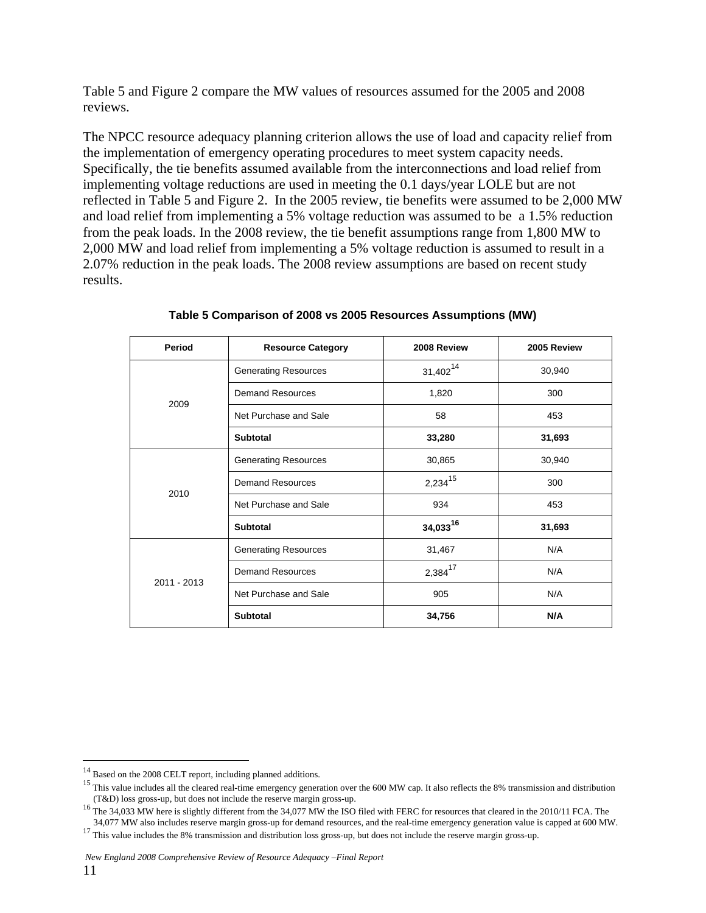Table 5 and Figure 2 compare the MW values of resources assumed for the 2005 and 2008 reviews.

The NPCC resource adequacy planning criterion allows the use of load and capacity relief from the implementation of emergency operating procedures to meet system capacity needs. Specifically, the tie benefits assumed available from the interconnections and load relief from implementing voltage reductions are used in meeting the 0.1 days/year LOLE but are not reflected in Table 5 and Figure 2. In the 2005 review, tie benefits were assumed to be 2,000 MW and load relief from implementing a 5% voltage reduction was assumed to be a 1.5% reduction from the peak loads. In the 2008 review, the tie benefit assumptions range from 1,800 MW to 2,000 MW and load relief from implementing a 5% voltage reduction is assumed to result in a 2.07% reduction in the peak loads. The 2008 review assumptions are based on recent study results.

**Table 5 Comparison of 2008 vs 2005 Resources Assumptions (MW)**

| Period | Resource Category | 2008 Review | 2005 Review |
|---|---|---|---|
| 2009 | Generating Resources | 31,402[14] | 30,940 |
| | Demand Resources | 1,820 | 300 |
| | Net Purchase and Sale | 58 | 453 |
| | **Subtotal** | **33,280** | **31,693** |
| 2010 | Generating Resources | 30,865 | 30,940 |
| | Demand Resources | 2,234[15] | 300 |
| | Net Purchase and Sale | 934 | 453 |
| | **Subtotal** | **34,033[16]** | **31,693** |
| 2011 - 2013 | Generating Resources | 31,467 | N/A |
| | Demand Resources | 2,384[17] | N/A |
| | Net Purchase and Sale | 905 | N/A |
| | **Subtotal** | **34,756** | **N/A** |

---

[14] Based on the 2008 CELT report, including planned additions.

[15] This value includes all the cleared real-time emergency generation over the 600 MW cap. It also reflects the 8% transmission and distribution (T&D) loss gross-up, but does not include the reserve margin gross-up.

[16] The 34,033 MW here is slightly different from the 34,077 MW the ISO filed with FERC for resources that cleared in the 2010/11 FCA. The 34,077 MW also includes reserve margin gross-up for demand resources, and the real-time emergency generation value is capped at 600 MW.

[17] This value includes the 8% transmission and distribution loss gross-up, but does not include the reserve margin gross-up.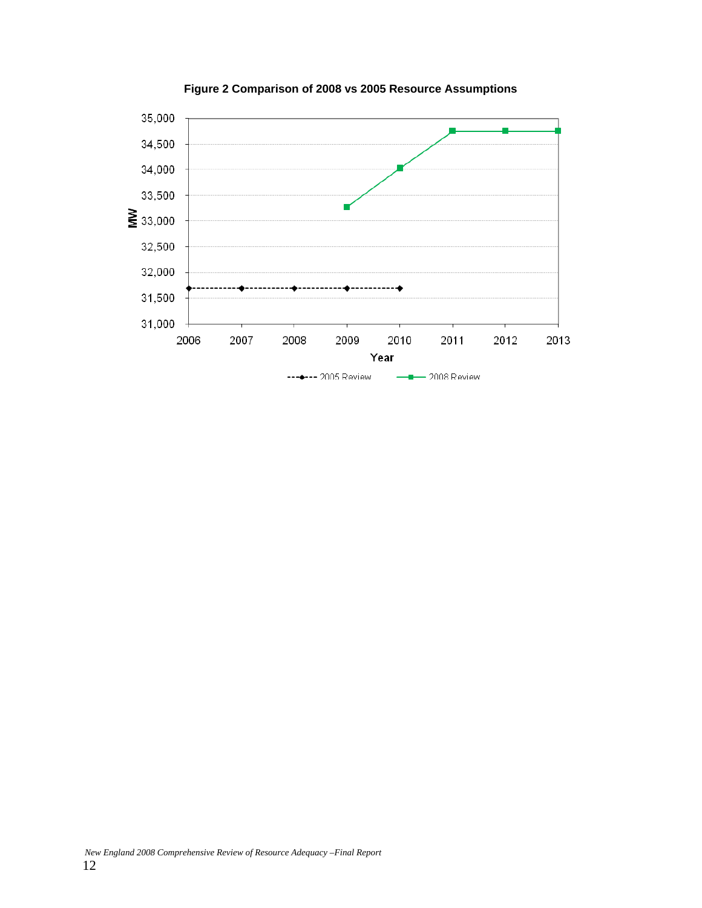**Figure 2 Comparison of 2008 vs 2005 Resource Assumptions**

MW

35,000
34,500
34,000
33,500
33,000
32,500
32,000
31,500
31,000

2006 2007 2008 2009 2010 2011 2012 2013

Year

2005 Review — 2008 Review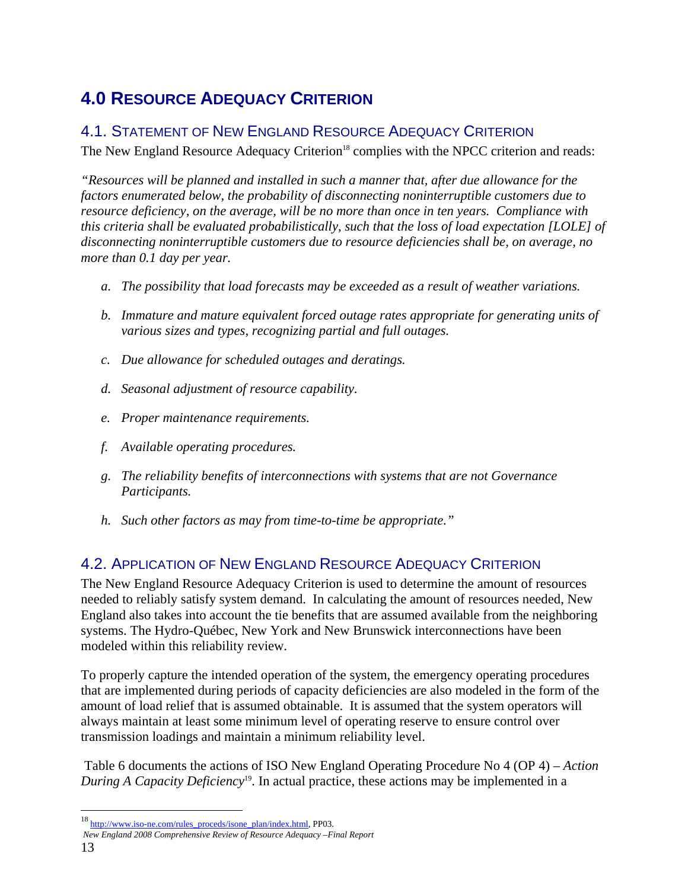# 4.0 Resource Adequacy Criterion

## 4.1. Statement of New England Resource Adequacy Criterion

The New England Resource Adequacy Criterion[18] complies with the NPCC criterion and reads:

*"Resources will be planned and installed in such a manner that, after due allowance for the factors enumerated below, the probability of disconnecting noninterruptible customers due to resource deficiency, on the average, will be no more than once in ten years. Compliance with this criteria shall be evaluated probabilistically, such that the loss of load expectation [LOLE] of disconnecting noninterruptible customers due to resource deficiencies shall be, on average, no more than 0.1 day per year.*

*a. The possibility that load forecasts may be exceeded as a result of weather variations.*

*b. Immature and mature equivalent forced outage rates appropriate for generating units of various sizes and types, recognizing partial and full outages.*

*c. Due allowance for scheduled outages and deratings.*

*d. Seasonal adjustment of resource capability.*

*e. Proper maintenance requirements.*

*f. Available operating procedures.*

*g. The reliability benefits of interconnections with systems that are not Governance Participants.*

*h. Such other factors as may from time-to-time be appropriate."*

## 4.2. Application of New England Resource Adequacy Criterion

The New England Resource Adequacy Criterion is used to determine the amount of resources needed to reliably satisfy system demand. In calculating the amount of resources needed, New England also takes into account the tie benefits that are assumed available from the neighboring systems. The Hydro-Québec, New York and New Brunswick interconnections have been modeled within this reliability review.

To properly capture the intended operation of the system, the emergency operating procedures that are implemented during periods of capacity deficiencies are also modeled in the form of the amount of load relief that is assumed obtainable. It is assumed that the system operators will always maintain at least some minimum level of operating reserve to ensure control over transmission loadings and maintain a minimum reliability level.

Table 6 documents the actions of ISO New England Operating Procedure No 4 (OP 4) – *Action During A Capacity Deficiency*[19]. In actual practice, these actions may be implemented in a

[18] http://www.iso-ne.com/rules_proceds/isone_plan/index.html, PP03.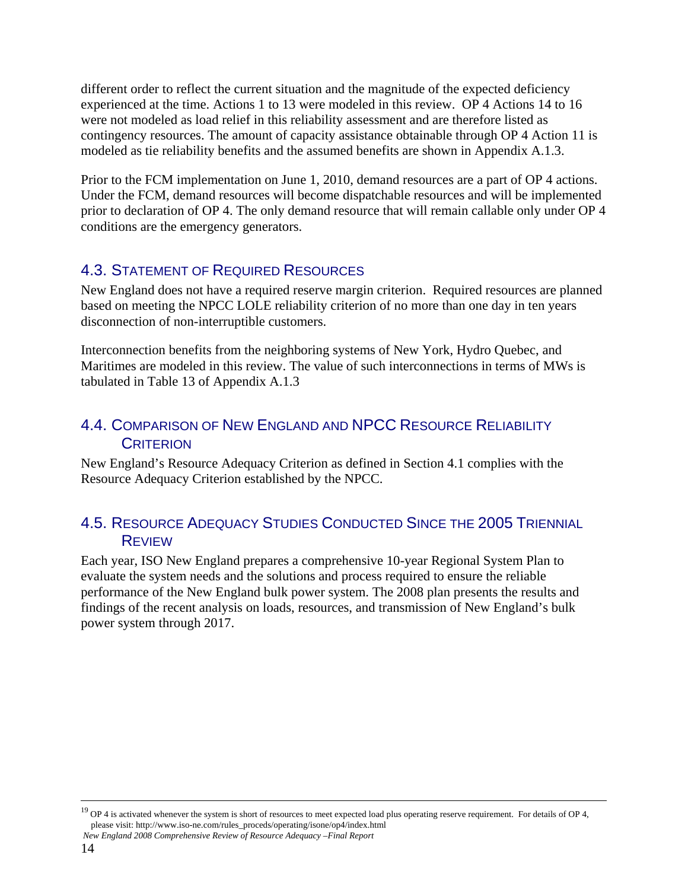different order to reflect the current situation and the magnitude of the expected deficiency experienced at the time. Actions 1 to 13 were modeled in this review. OP 4 Actions 14 to 16 were not modeled as load relief in this reliability assessment and are therefore listed as contingency resources. The amount of capacity assistance obtainable through OP 4 Action 11 is modeled as tie reliability benefits and the assumed benefits are shown in Appendix A.1.3.

Prior to the FCM implementation on June 1, 2010, demand resources are a part of OP 4 actions. Under the FCM, demand resources will become dispatchable resources and will be implemented prior to declaration of OP 4. The only demand resource that will remain callable only under OP 4 conditions are the emergency generators.

## 4.3. Statement of Required Resources

New England does not have a required reserve margin criterion. Required resources are planned based on meeting the NPCC LOLE reliability criterion of no more than one day in ten years disconnection of non-interruptible customers.

Interconnection benefits from the neighboring systems of New York, Hydro Quebec, and Maritimes are modeled in this review. The value of such interconnections in terms of MWs is tabulated in Table 13 of Appendix A.1.3

## 4.4. Comparison of New England and NPCC Resource Reliability Criterion

New England's Resource Adequacy Criterion as defined in Section 4.1 complies with the Resource Adequacy Criterion established by the NPCC.

## 4.5. Resource Adequacy Studies Conducted Since the 2005 Triennial Review

Each year, ISO New England prepares a comprehensive 10-year Regional System Plan to evaluate the system needs and the solutions and process required to ensure the reliable performance of the New England bulk power system. The 2008 plan presents the results and findings of the recent analysis on loads, resources, and transmission of New England's bulk power system through 2017.

[19] OP 4 is activated whenever the system is short of resources to meet expected load plus operating reserve requirement. For details of OP 4, please visit: http://www.iso-ne.com/rules_proceds/operating/isone/op4/index.html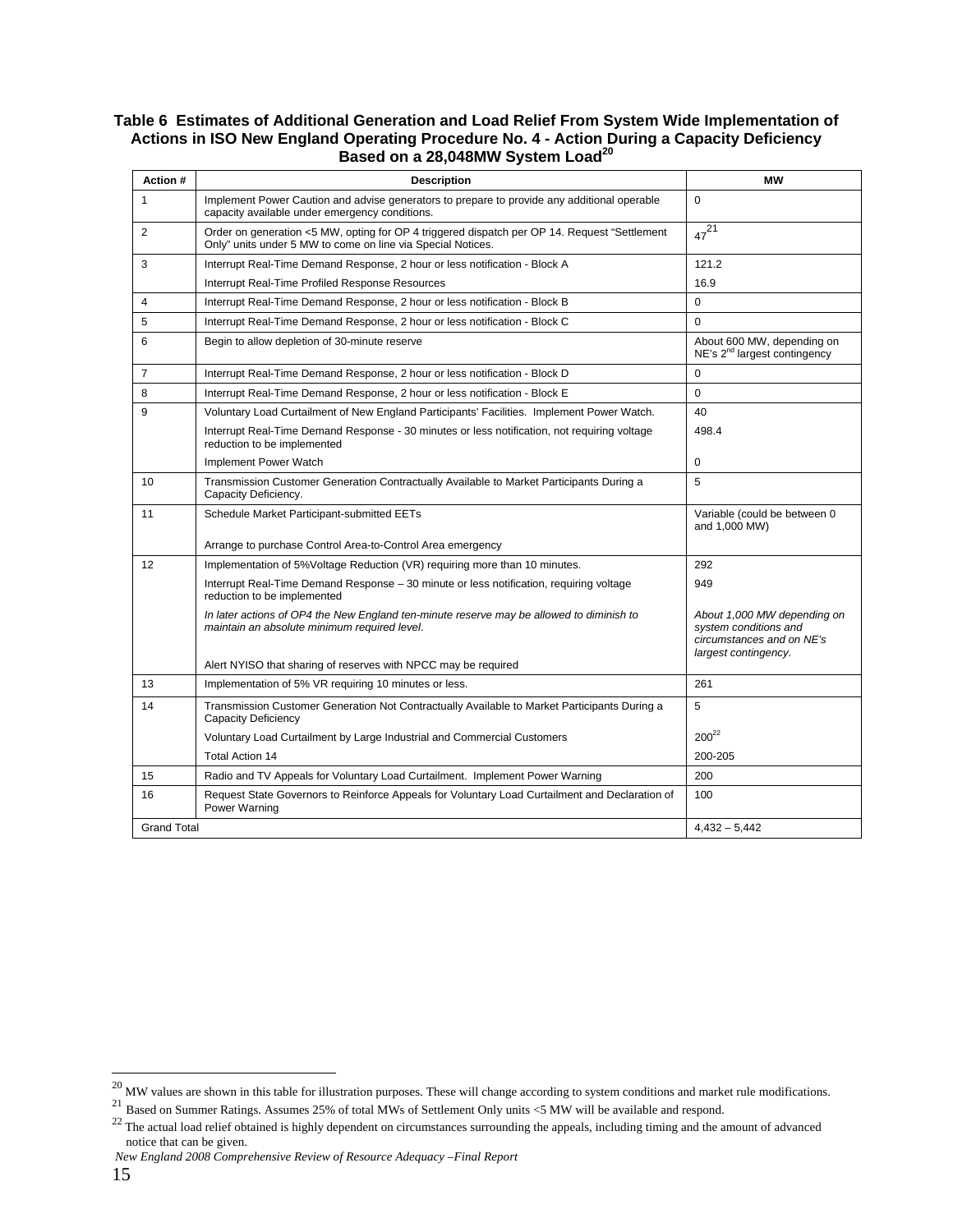**Table 6 Estimates of Additional Generation and Load Relief From System Wide Implementation of Actions in ISO New England Operating Procedure No. 4 - Action During a Capacity Deficiency Based on a 28,048MW System Load[20]**

| Action # | Description | MW |
|---|---|---|
| 1 | Implement Power Caution and advise generators to prepare to provide any additional operable capacity available under emergency conditions. | 0 |
| 2 | Order on generation <5 MW, opting for OP 4 triggered dispatch per OP 14. Request "Settlement Only" units under 5 MW to come on line via Special Notices. | 47[21] |
| 3 | Interrupt Real-Time Demand Response, 2 hour or less notification - Block A | 121.2 |
| | Interrupt Real-Time Profiled Response Resources | 16.9 |
| 4 | Interrupt Real-Time Demand Response, 2 hour or less notification - Block B | 0 |
| 5 | Interrupt Real-Time Demand Response, 2 hour or less notification - Block C | 0 |
| 6 | Begin to allow depletion of 30-minute reserve | About 600 MW, depending on NE's 2nd largest contingency |
| 7 | Interrupt Real-Time Demand Response, 2 hour or less notification - Block D | 0 |
| 8 | Interrupt Real-Time Demand Response, 2 hour or less notification - Block E | 0 |
| 9 | Voluntary Load Curtailment of New England Participants' Facilities. Implement Power Watch. | 40 |
| | Interrupt Real-Time Demand Response - 30 minutes or less notification, not requiring voltage reduction to be implemented | 498.4 |
| | Implement Power Watch | 0 |
| 10 | Transmission Customer Generation Contractually Available to Market Participants During a Capacity Deficiency. | 5 |
| 11 | Schedule Market Participant-submitted EETs | Variable (could be between 0 and 1,000 MW) |
| | Arrange to purchase Control Area-to-Control Area emergency | |
| 12 | Implementation of 5%Voltage Reduction (VR) requiring more than 10 minutes. | 292 |
| | Interrupt Real-Time Demand Response – 30 minute or less notification, requiring voltage reduction to be implemented | 949 |
| | *In later actions of OP4 the New England ten-minute reserve may be allowed to diminish to maintain an absolute minimum required level.* | *About 1,000 MW depending on system conditions and circumstances and on NE's largest contingency.* |
| | Alert NYISO that sharing of reserves with NPCC may be required | |
| 13 | Implementation of 5% VR requiring 10 minutes or less. | 261 |
| 14 | Transmission Customer Generation Not Contractually Available to Market Participants During a Capacity Deficiency | 5 |
| | Voluntary Load Curtailment by Large Industrial and Commercial Customers | 200[22] |
| | Total Action 14 | 200-205 |
| 15 | Radio and TV Appeals for Voluntary Load Curtailment. Implement Power Warning | 200 |
| 16 | Request State Governors to Reinforce Appeals for Voluntary Load Curtailment and Declaration of Power Warning | 100 |
| Grand Total | | 4,432 – 5,442 |

[20] MW values are shown in this table for illustration purposes. These will change according to system conditions and market rule modifications.

[21] Based on Summer Ratings. Assumes 25% of total MWs of Settlement Only units <5 MW will be available and respond.

[22] The actual load relief obtained is highly dependent on circumstances surrounding the appeals, including timing and the amount of advanced notice that can be given.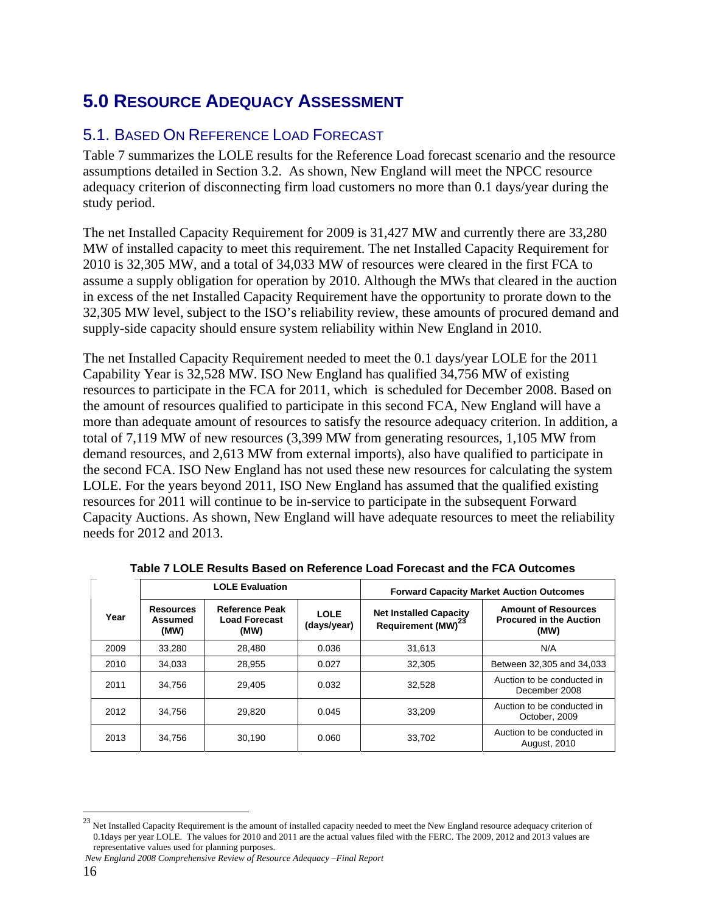# 5.0 Resource Adequacy Assessment

## 5.1. Based On Reference Load Forecast

Table 7 summarizes the LOLE results for the Reference Load forecast scenario and the resource assumptions detailed in Section 3.2. As shown, New England will meet the NPCC resource adequacy criterion of disconnecting firm load customers no more than 0.1 days/year during the study period.

The net Installed Capacity Requirement for 2009 is 31,427 MW and currently there are 33,280 MW of installed capacity to meet this requirement. The net Installed Capacity Requirement for 2010 is 32,305 MW, and a total of 34,033 MW of resources were cleared in the first FCA to assume a supply obligation for operation by 2010. Although the MWs that cleared in the auction in excess of the net Installed Capacity Requirement have the opportunity to prorate down to the 32,305 MW level, subject to the ISO's reliability review, these amounts of procured demand and supply-side capacity should ensure system reliability within New England in 2010.

The net Installed Capacity Requirement needed to meet the 0.1 days/year LOLE for the 2011 Capability Year is 32,528 MW. ISO New England has qualified 34,756 MW of existing resources to participate in the FCA for 2011, which is scheduled for December 2008. Based on the amount of resources qualified to participate in this second FCA, New England will have a more than adequate amount of resources to satisfy the resource adequacy criterion. In addition, a total of 7,119 MW of new resources (3,399 MW from generating resources, 1,105 MW from demand resources, and 2,613 MW from external imports), also have qualified to participate in the second FCA. ISO New England has not used these new resources for calculating the system LOLE. For the years beyond 2011, ISO New England has assumed that the qualified existing resources for 2011 will continue to be in-service to participate in the subsequent Forward Capacity Auctions. As shown, New England will have adequate resources to meet the reliability needs for 2012 and 2013.

**Table 7 LOLE Results Based on Reference Load Forecast and the FCA Outcomes**

| | LOLE Evaluation | | | Forward Capacity Market Auction Outcomes | |
|---|---|---|---|---|---|
| Year | Resources Assumed (MW) | Reference Peak Load Forecast (MW) | LOLE (days/year) | Net Installed Capacity Requirement (MW)[23] | Amount of Resources Procured in the Auction (MW) |
| 2009 | 33,280 | 28,480 | 0.036 | 31,613 | N/A |
| 2010 | 34,033 | 28,955 | 0.027 | 32,305 | Between 32,305 and 34,033 |
| 2011 | 34,756 | 29,405 | 0.032 | 32,528 | Auction to be conducted in December 2008 |
| 2012 | 34,756 | 29,820 | 0.045 | 33,209 | Auction to be conducted in October, 2009 |
| 2013 | 34,756 | 30,190 | 0.060 | 33,702 | Auction to be conducted in August, 2010 |

[23] Net Installed Capacity Requirement is the amount of installed capacity needed to meet the New England resource adequacy criterion of 0.1days per year LOLE. The values for 2010 and 2011 are the actual values filed with the FERC. The 2009, 2012 and 2013 values are representative values used for planning purposes.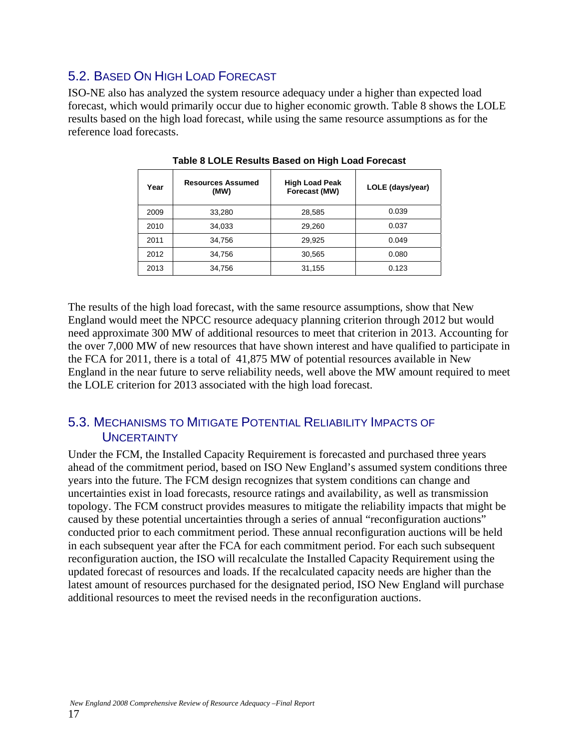## 5.2. Based On High Load Forecast

ISO-NE also has analyzed the system resource adequacy under a higher than expected load forecast, which would primarily occur due to higher economic growth. Table 8 shows the LOLE results based on the high load forecast, while using the same resource assumptions as for the reference load forecasts.

**Table 8 LOLE Results Based on High Load Forecast**

| Year | Resources Assumed (MW) | High Load Peak Forecast (MW) | LOLE (days/year) |
|---|---|---|---|
| 2009 | 33,280 | 28,585 | 0.039 |
| 2010 | 34,033 | 29,260 | 0.037 |
| 2011 | 34,756 | 29,925 | 0.049 |
| 2012 | 34,756 | 30,565 | 0.080 |
| 2013 | 34,756 | 31,155 | 0.123 |

The results of the high load forecast, with the same resource assumptions, show that New England would meet the NPCC resource adequacy planning criterion through 2012 but would need approximate 300 MW of additional resources to meet that criterion in 2013. Accounting for the over 7,000 MW of new resources that have shown interest and have qualified to participate in the FCA for 2011, there is a total of 41,875 MW of potential resources available in New England in the near future to serve reliability needs, well above the MW amount required to meet the LOLE criterion for 2013 associated with the high load forecast.

## 5.3. Mechanisms to Mitigate Potential Reliability Impacts of Uncertainty

Under the FCM, the Installed Capacity Requirement is forecasted and purchased three years ahead of the commitment period, based on ISO New England's assumed system conditions three years into the future. The FCM design recognizes that system conditions can change and uncertainties exist in load forecasts, resource ratings and availability, as well as transmission topology. The FCM construct provides measures to mitigate the reliability impacts that might be caused by these potential uncertainties through a series of annual "reconfiguration auctions" conducted prior to each commitment period. These annual reconfiguration auctions will be held in each subsequent year after the FCA for each commitment period. For each such subsequent reconfiguration auction, the ISO will recalculate the Installed Capacity Requirement using the updated forecast of resources and loads. If the recalculated capacity needs are higher than the latest amount of resources purchased for the designated period, ISO New England will purchase additional resources to meet the revised needs in the reconfiguration auctions.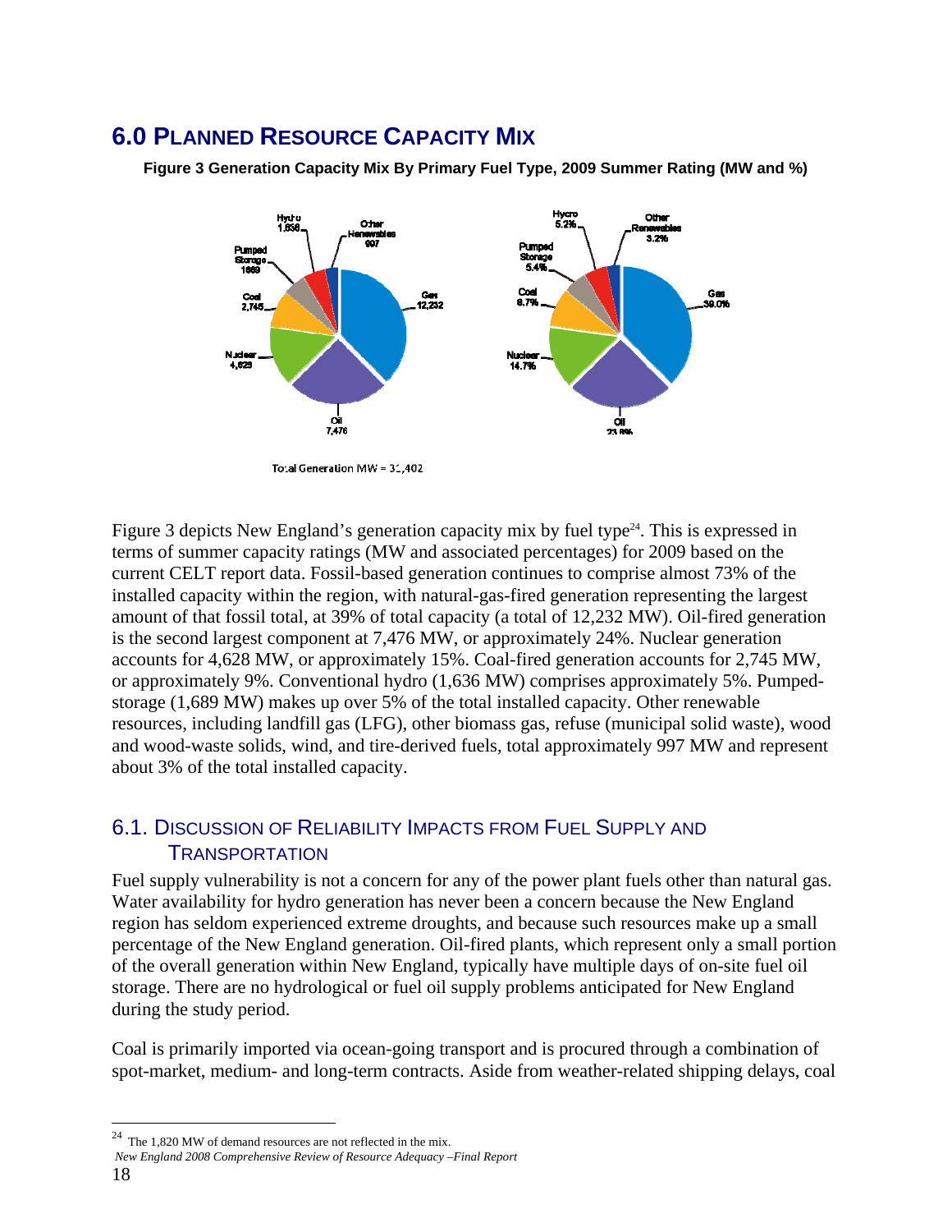# 6.0 PLANNED RESOURCE CAPACITY MIX

**Figure 3 Generation Capacity Mix By Primary Fuel Type, 2009 Summer Rating (MW and %)**

Total Generation MW = 31,402

Figure 3 depicts New England's generation capacity mix by fuel type[24]. This is expressed in terms of summer capacity ratings (MW and associated percentages) for 2009 based on the current CELT report data. Fossil-based generation continues to comprise almost 73% of the installed capacity within the region, with natural-gas-fired generation representing the largest amount of that fossil total, at 39% of total capacity (a total of 12,232 MW). Oil-fired generation is the second largest component at 7,476 MW, or approximately 24%. Nuclear generation accounts for 4,628 MW, or approximately 15%. Coal-fired generation accounts for 2,745 MW, or approximately 9%. Conventional hydro (1,636 MW) comprises approximately 5%. Pumped-storage (1,689 MW) makes up over 5% of the total installed capacity. Other renewable resources, including landfill gas (LFG), other biomass gas, refuse (municipal solid waste), wood and wood-waste solids, wind, and tire-derived fuels, total approximately 997 MW and represent about 3% of the total installed capacity.

## 6.1. DISCUSSION OF RELIABILITY IMPACTS FROM FUEL SUPPLY AND TRANSPORTATION

Fuel supply vulnerability is not a concern for any of the power plant fuels other than natural gas. Water availability for hydro generation has never been a concern because the New England region has seldom experienced extreme droughts, and because such resources make up a small percentage of the New England generation. Oil-fired plants, which represent only a small portion of the overall generation within New England, typically have multiple days of on-site fuel oil storage. There are no hydrological or fuel oil supply problems anticipated for New England during the study period.

Coal is primarily imported via ocean-going transport and is procured through a combination of spot-market, medium- and long-term contracts. Aside from weather-related shipping delays, coal

[24] The 1,820 MW of demand resources are not reflected in the mix.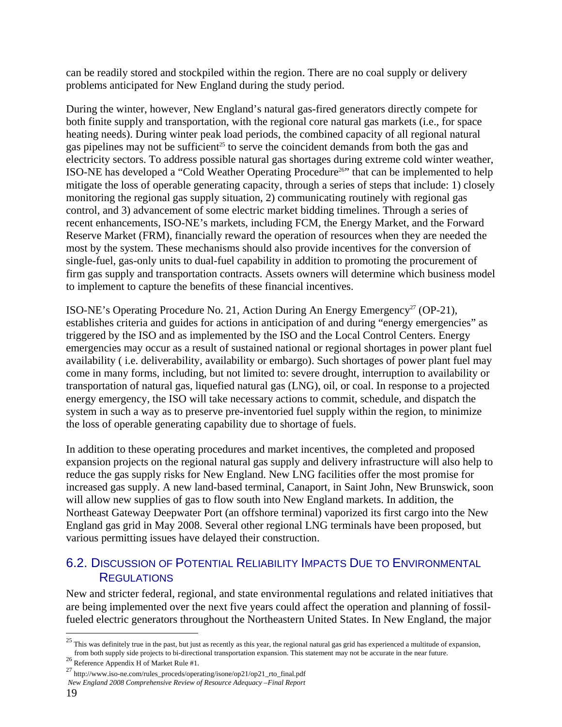can be readily stored and stockpiled within the region. There are no coal supply or delivery problems anticipated for New England during the study period.

During the winter, however, New England's natural gas-fired generators directly compete for both finite supply and transportation, with the regional core natural gas markets (i.e., for space heating needs). During winter peak load periods, the combined capacity of all regional natural gas pipelines may not be sufficient[25] to serve the coincident demands from both the gas and electricity sectors. To address possible natural gas shortages during extreme cold winter weather, ISO-NE has developed a "Cold Weather Operating Procedure[26]" that can be implemented to help mitigate the loss of operable generating capacity, through a series of steps that include: 1) closely monitoring the regional gas supply situation, 2) communicating routinely with regional gas control, and 3) advancement of some electric market bidding timelines. Through a series of recent enhancements, ISO-NE's markets, including FCM, the Energy Market, and the Forward Reserve Market (FRM), financially reward the operation of resources when they are needed the most by the system. These mechanisms should also provide incentives for the conversion of single-fuel, gas-only units to dual-fuel capability in addition to promoting the procurement of firm gas supply and transportation contracts. Assets owners will determine which business model to implement to capture the benefits of these financial incentives.

ISO-NE's Operating Procedure No. 21, Action During An Energy Emergency[27] (OP-21), establishes criteria and guides for actions in anticipation of and during "energy emergencies" as triggered by the ISO and as implemented by the ISO and the Local Control Centers. Energy emergencies may occur as a result of sustained national or regional shortages in power plant fuel availability ( i.e. deliverability, availability or embargo). Such shortages of power plant fuel may come in many forms, including, but not limited to: severe drought, interruption to availability or transportation of natural gas, liquefied natural gas (LNG), oil, or coal. In response to a projected energy emergency, the ISO will take necessary actions to commit, schedule, and dispatch the system in such a way as to preserve pre-inventoried fuel supply within the region, to minimize the loss of operable generating capability due to shortage of fuels.

In addition to these operating procedures and market incentives, the completed and proposed expansion projects on the regional natural gas supply and delivery infrastructure will also help to reduce the gas supply risks for New England. New LNG facilities offer the most promise for increased gas supply. A new land-based terminal, Canaport, in Saint John, New Brunswick, soon will allow new supplies of gas to flow south into New England markets. In addition, the Northeast Gateway Deepwater Port (an offshore terminal) vaporized its first cargo into the New England gas grid in May 2008. Several other regional LNG terminals have been proposed, but various permitting issues have delayed their construction.

## 6.2. Discussion of Potential Reliability Impacts Due to Environmental Regulations

New and stricter federal, regional, and state environmental regulations and related initiatives that are being implemented over the next five years could affect the operation and planning of fossil-fueled electric generators throughout the Northeastern United States. In New England, the major

---

[25] This was definitely true in the past, but just as recently as this year, the regional natural gas grid has experienced a multitude of expansion, from both supply side projects to bi-directional transportation expansion. This statement may not be accurate in the near future.

[26] Reference Appendix H of Market Rule #1.

[27] http://www.iso-ne.com/rules_proceds/operating/isone/op21/op21_rto_final.pdf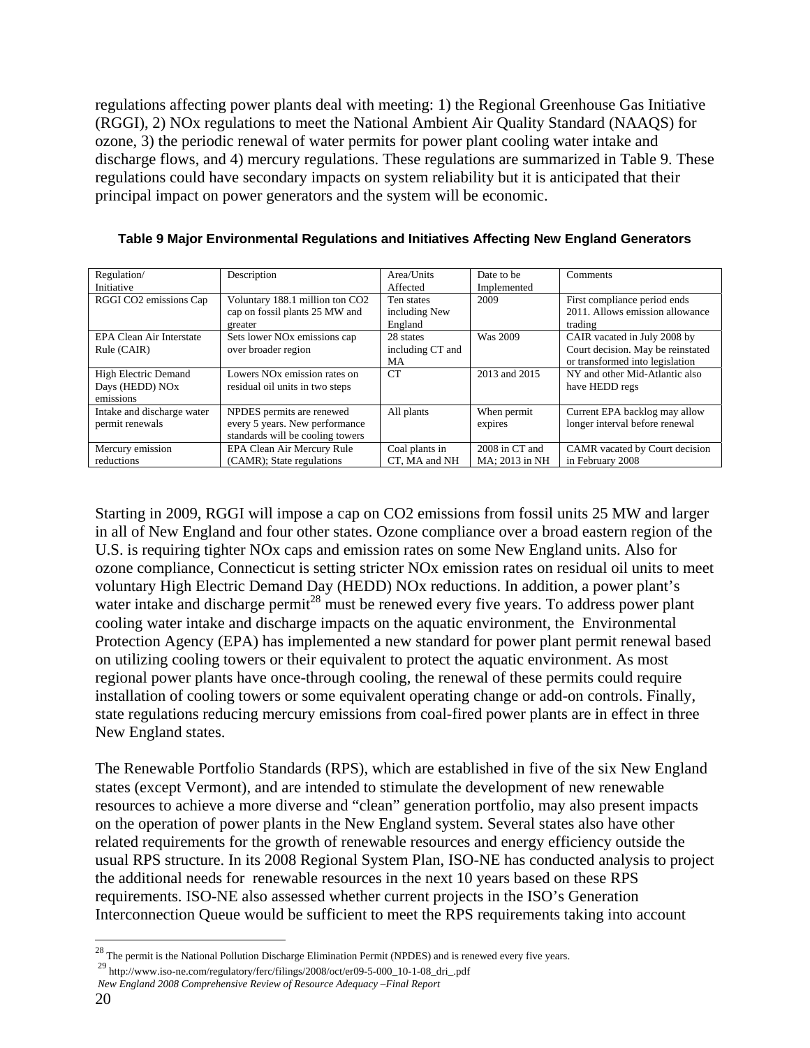regulations affecting power plants deal with meeting: 1) the Regional Greenhouse Gas Initiative (RGGI), 2) NOx regulations to meet the National Ambient Air Quality Standard (NAAQS) for ozone, 3) the periodic renewal of water permits for power plant cooling water intake and discharge flows, and 4) mercury regulations. These regulations are summarized in Table 9. These regulations could have secondary impacts on system reliability but it is anticipated that their principal impact on power generators and the system will be economic.

**Table 9 Major Environmental Regulations and Initiatives Affecting New England Generators**

| Regulation/ Initiative | Description | Area/Units Affected | Date to be Implemented | Comments |
|---|---|---|---|---|
| RGGI $CO_2$ emissions Cap | Voluntary 188.1 million ton $CO_2$ cap on fossil plants 25 MW and greater | Ten states including New England | 2009 | First compliance period ends 2011. Allows emission allowance trading |
| EPA Clean Air Interstate Rule (CAIR) | Sets lower NOx emissions cap over broader region | 28 states including CT and MA | Was 2009 | CAIR vacated in July 2008 by Court decision. May be reinstated or transformed into legislation |
| High Electric Demand Days (HEDD) NOx emissions | Lowers NOx emission rates on residual oil units in two steps | CT | 2013 and 2015 | NY and other Mid-Atlantic also have HEDD regs |
| Intake and discharge water permit renewals | NPDES permits are renewed every 5 years. New performance standards will be cooling towers | All plants | When permit expires | Current EPA backlog may allow longer interval before renewal |
| Mercury emission reductions | EPA Clean Air Mercury Rule (CAMR); State regulations | Coal plants in CT, MA and NH | 2008 in CT and MA; 2013 in NH | CAMR vacated by Court decision in February 2008 |

Starting in 2009, RGGI will impose a cap on $CO_2$ emissions from fossil units 25 MW and larger in all of New England and four other states. Ozone compliance over a broad eastern region of the U.S. is requiring tighter NOx caps and emission rates on some New England units. Also for ozone compliance, Connecticut is setting stricter NOx emission rates on residual oil units to meet voluntary High Electric Demand Day (HEDD) NOx reductions. In addition, a power plant's water intake and discharge permit[28] must be renewed every five years. To address power plant cooling water intake and discharge impacts on the aquatic environment, the Environmental Protection Agency (EPA) has implemented a new standard for power plant permit renewal based on utilizing cooling towers or their equivalent to protect the aquatic environment. As most regional power plants have once-through cooling, the renewal of these permits could require installation of cooling towers or some equivalent operating change or add-on controls. Finally, state regulations reducing mercury emissions from coal-fired power plants are in effect in three New England states.

The Renewable Portfolio Standards (RPS), which are established in five of the six New England states (except Vermont), and are intended to stimulate the development of new renewable resources to achieve a more diverse and "clean" generation portfolio, may also present impacts on the operation of power plants in the New England system. Several states also have other related requirements for the growth of renewable resources and energy efficiency outside the usual RPS structure. In its 2008 Regional System Plan, ISO-NE has conducted analysis to project the additional needs for renewable resources in the next 10 years based on these RPS requirements. ISO-NE also assessed whether current projects in the ISO's Generation Interconnection Queue would be sufficient to meet the RPS requirements taking into account

[28] The permit is the National Pollution Discharge Elimination Permit (NPDES) and is renewed every five years.

[29] http://www.iso-ne.com/regulatory/ferc/filings/2008/oct/er09-5-000_10-1-08_dri_.pdf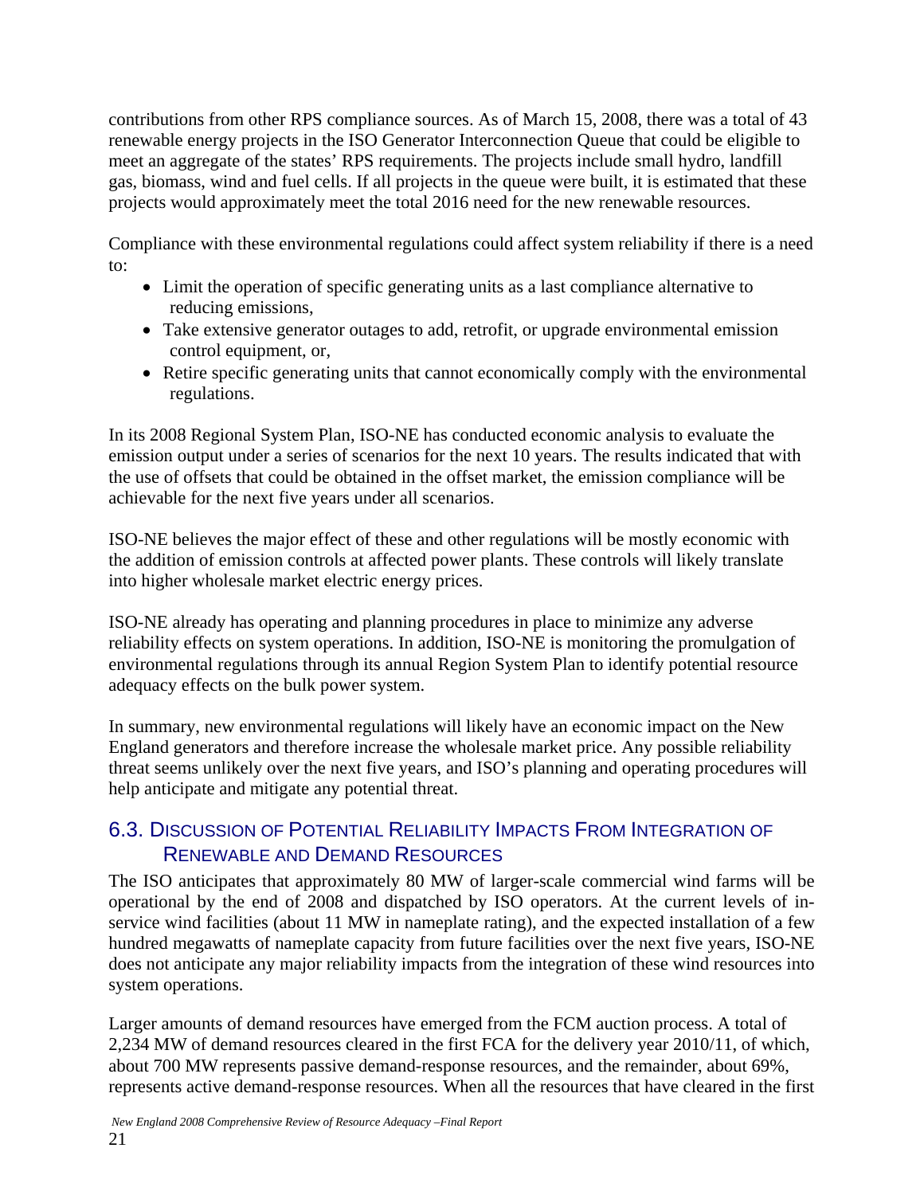contributions from other RPS compliance sources. As of March 15, 2008, there was a total of 43 renewable energy projects in the ISO Generator Interconnection Queue that could be eligible to meet an aggregate of the states' RPS requirements. The projects include small hydro, landfill gas, biomass, wind and fuel cells. If all projects in the queue were built, it is estimated that these projects would approximately meet the total 2016 need for the new renewable resources.

Compliance with these environmental regulations could affect system reliability if there is a need to:

- Limit the operation of specific generating units as a last compliance alternative to reducing emissions,
- Take extensive generator outages to add, retrofit, or upgrade environmental emission control equipment, or,
- Retire specific generating units that cannot economically comply with the environmental regulations.

In its 2008 Regional System Plan, ISO-NE has conducted economic analysis to evaluate the emission output under a series of scenarios for the next 10 years. The results indicated that with the use of offsets that could be obtained in the offset market, the emission compliance will be achievable for the next five years under all scenarios.

ISO-NE believes the major effect of these and other regulations will be mostly economic with the addition of emission controls at affected power plants. These controls will likely translate into higher wholesale market electric energy prices.

ISO-NE already has operating and planning procedures in place to minimize any adverse reliability effects on system operations. In addition, ISO-NE is monitoring the promulgation of environmental regulations through its annual Region System Plan to identify potential resource adequacy effects on the bulk power system.

In summary, new environmental regulations will likely have an economic impact on the New England generators and therefore increase the wholesale market price. Any possible reliability threat seems unlikely over the next five years, and ISO's planning and operating procedures will help anticipate and mitigate any potential threat.

## 6.3. Discussion of Potential Reliability Impacts From Integration of Renewable and Demand Resources

The ISO anticipates that approximately 80 MW of larger-scale commercial wind farms will be operational by the end of 2008 and dispatched by ISO operators. At the current levels of in-service wind facilities (about 11 MW in nameplate rating), and the expected installation of a few hundred megawatts of nameplate capacity from future facilities over the next five years, ISO-NE does not anticipate any major reliability impacts from the integration of these wind resources into system operations.

Larger amounts of demand resources have emerged from the FCM auction process. A total of 2,234 MW of demand resources cleared in the first FCA for the delivery year 2010/11, of which, about 700 MW represents passive demand-response resources, and the remainder, about 69%, represents active demand-response resources. When all the resources that have cleared in the first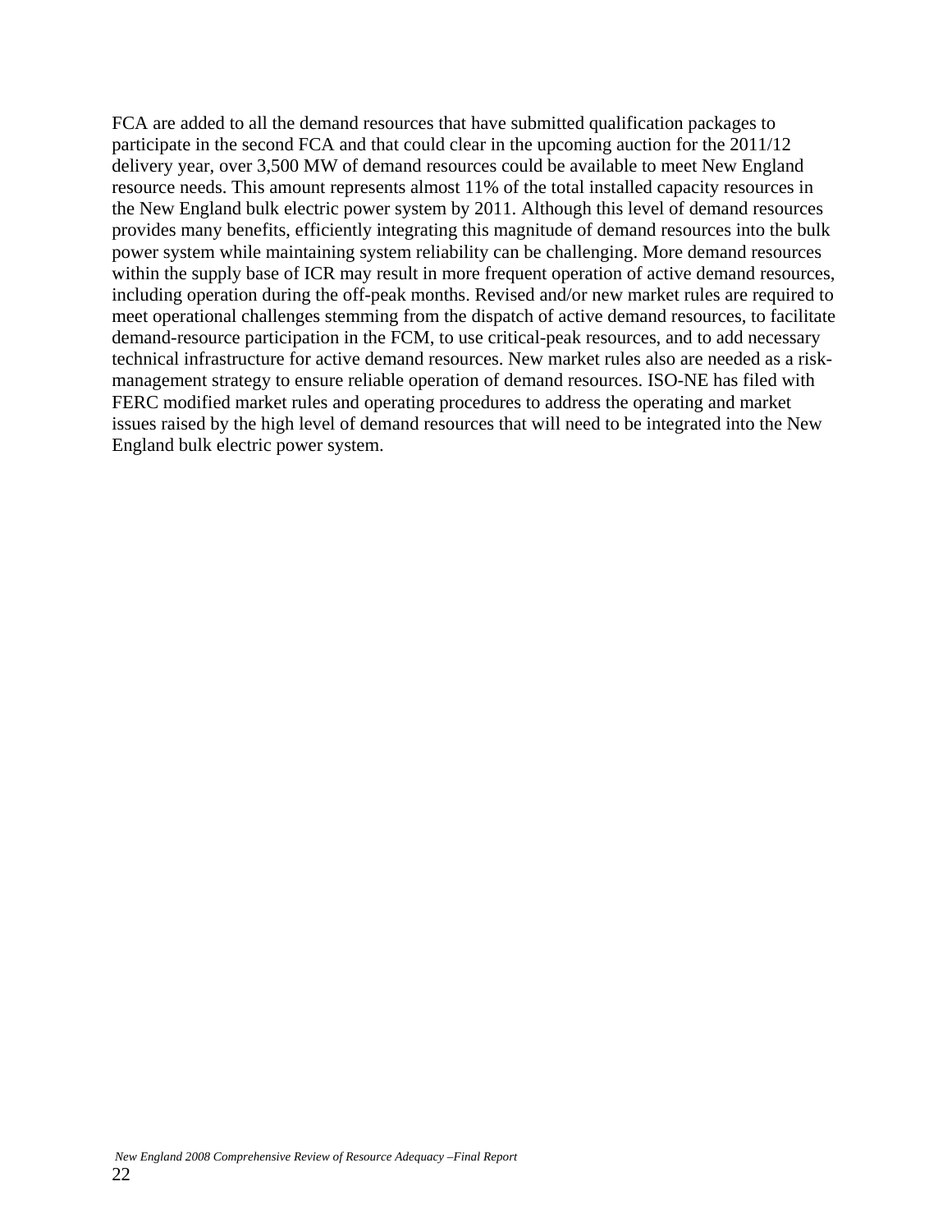FCA are added to all the demand resources that have submitted qualification packages to participate in the second FCA and that could clear in the upcoming auction for the 2011/12 delivery year, over 3,500 MW of demand resources could be available to meet New England resource needs. This amount represents almost 11% of the total installed capacity resources in the New England bulk electric power system by 2011. Although this level of demand resources provides many benefits, efficiently integrating this magnitude of demand resources into the bulk power system while maintaining system reliability can be challenging. More demand resources within the supply base of ICR may result in more frequent operation of active demand resources, including operation during the off-peak months. Revised and/or new market rules are required to meet operational challenges stemming from the dispatch of active demand resources, to facilitate demand-resource participation in the FCM, to use critical-peak resources, and to add necessary technical infrastructure for active demand resources. New market rules also are needed as a risk-management strategy to ensure reliable operation of demand resources. ISO-NE has filed with FERC modified market rules and operating procedures to address the operating and market issues raised by the high level of demand resources that will need to be integrated into the New England bulk electric power system.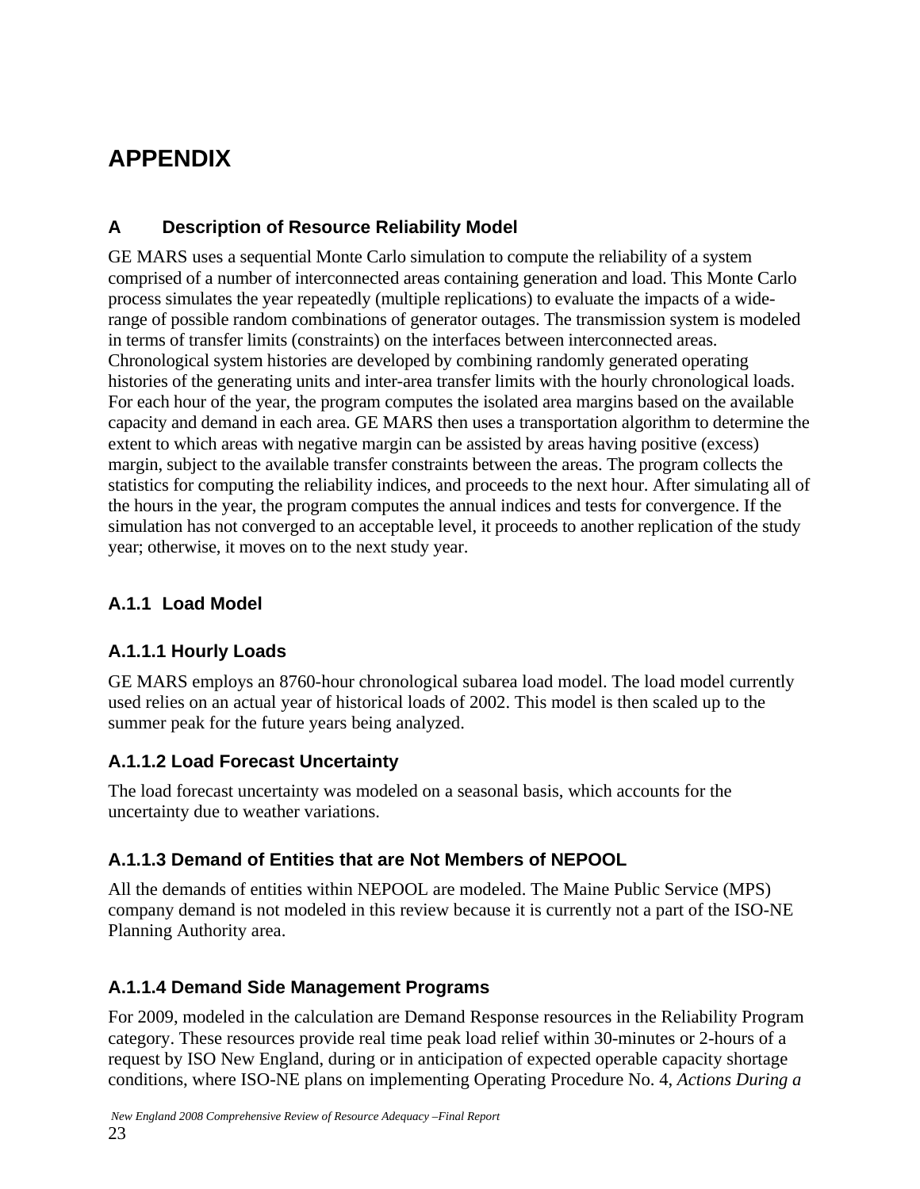# APPENDIX

## A Description of Resource Reliability Model

GE MARS uses a sequential Monte Carlo simulation to compute the reliability of a system comprised of a number of interconnected areas containing generation and load. This Monte Carlo process simulates the year repeatedly (multiple replications) to evaluate the impacts of a wide-range of possible random combinations of generator outages. The transmission system is modeled in terms of transfer limits (constraints) on the interfaces between interconnected areas. Chronological system histories are developed by combining randomly generated operating histories of the generating units and inter-area transfer limits with the hourly chronological loads. For each hour of the year, the program computes the isolated area margins based on the available capacity and demand in each area. GE MARS then uses a transportation algorithm to determine the extent to which areas with negative margin can be assisted by areas having positive (excess) margin, subject to the available transfer constraints between the areas. The program collects the statistics for computing the reliability indices, and proceeds to the next hour. After simulating all of the hours in the year, the program computes the annual indices and tests for convergence. If the simulation has not converged to an acceptable level, it proceeds to another replication of the study year; otherwise, it moves on to the next study year.

### A.1.1 Load Model

#### A.1.1.1 Hourly Loads

GE MARS employs an 8760-hour chronological subarea load model. The load model currently used relies on an actual year of historical loads of 2002. This model is then scaled up to the summer peak for the future years being analyzed.

#### A.1.1.2 Load Forecast Uncertainty

The load forecast uncertainty was modeled on a seasonal basis, which accounts for the uncertainty due to weather variations.

#### A.1.1.3 Demand of Entities that are Not Members of NEPOOL

All the demands of entities within NEPOOL are modeled. The Maine Public Service (MPS) company demand is not modeled in this review because it is currently not a part of the ISO-NE Planning Authority area.

#### A.1.1.4 Demand Side Management Programs

For 2009, modeled in the calculation are Demand Response resources in the Reliability Program category. These resources provide real time peak load relief within 30-minutes or 2-hours of a request by ISO New England, during or in anticipation of expected operable capacity shortage conditions, where ISO-NE plans on implementing Operating Procedure No. 4, *Actions During a*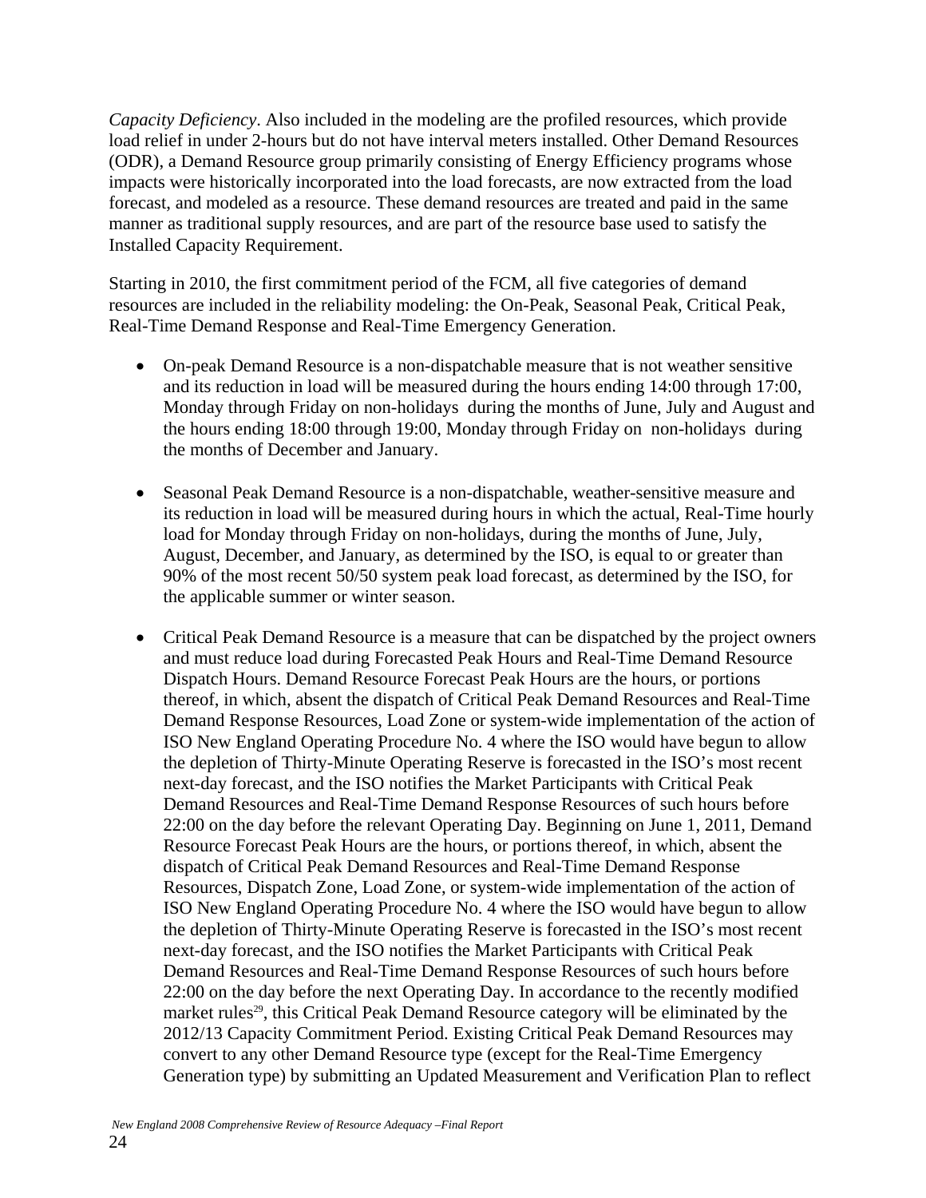*Capacity Deficiency*. Also included in the modeling are the profiled resources, which provide load relief in under 2-hours but do not have interval meters installed. Other Demand Resources (ODR), a Demand Resource group primarily consisting of Energy Efficiency programs whose impacts were historically incorporated into the load forecasts, are now extracted from the load forecast, and modeled as a resource. These demand resources are treated and paid in the same manner as traditional supply resources, and are part of the resource base used to satisfy the Installed Capacity Requirement.

Starting in 2010, the first commitment period of the FCM, all five categories of demand resources are included in the reliability modeling: the On-Peak, Seasonal Peak, Critical Peak, Real-Time Demand Response and Real-Time Emergency Generation.

- On-peak Demand Resource is a non-dispatchable measure that is not weather sensitive and its reduction in load will be measured during the hours ending 14:00 through 17:00, Monday through Friday on non-holidays during the months of June, July and August and the hours ending 18:00 through 19:00, Monday through Friday on non-holidays during the months of December and January.

- Seasonal Peak Demand Resource is a non-dispatchable, weather-sensitive measure and its reduction in load will be measured during hours in which the actual, Real-Time hourly load for Monday through Friday on non-holidays, during the months of June, July, August, December, and January, as determined by the ISO, is equal to or greater than 90% of the most recent 50/50 system peak load forecast, as determined by the ISO, for the applicable summer or winter season.

- Critical Peak Demand Resource is a measure that can be dispatched by the project owners and must reduce load during Forecasted Peak Hours and Real-Time Demand Resource Dispatch Hours. Demand Resource Forecast Peak Hours are the hours, or portions thereof, in which, absent the dispatch of Critical Peak Demand Resources and Real-Time Demand Response Resources, Load Zone or system-wide implementation of the action of ISO New England Operating Procedure No. 4 where the ISO would have begun to allow the depletion of Thirty-Minute Operating Reserve is forecasted in the ISO's most recent next-day forecast, and the ISO notifies the Market Participants with Critical Peak Demand Resources and Real-Time Demand Response Resources of such hours before 22:00 on the day before the relevant Operating Day. Beginning on June 1, 2011, Demand Resource Forecast Peak Hours are the hours, or portions thereof, in which, absent the dispatch of Critical Peak Demand Resources and Real-Time Demand Response Resources, Dispatch Zone, Load Zone, or system-wide implementation of the action of ISO New England Operating Procedure No. 4 where the ISO would have begun to allow the depletion of Thirty-Minute Operating Reserve is forecasted in the ISO's most recent next-day forecast, and the ISO notifies the Market Participants with Critical Peak Demand Resources and Real-Time Demand Response Resources of such hours before 22:00 on the day before the next Operating Day. In accordance to the recently modified market rules[29], this Critical Peak Demand Resource category will be eliminated by the 2012/13 Capacity Commitment Period. Existing Critical Peak Demand Resources may convert to any other Demand Resource type (except for the Real-Time Emergency Generation type) by submitting an Updated Measurement and Verification Plan to reflect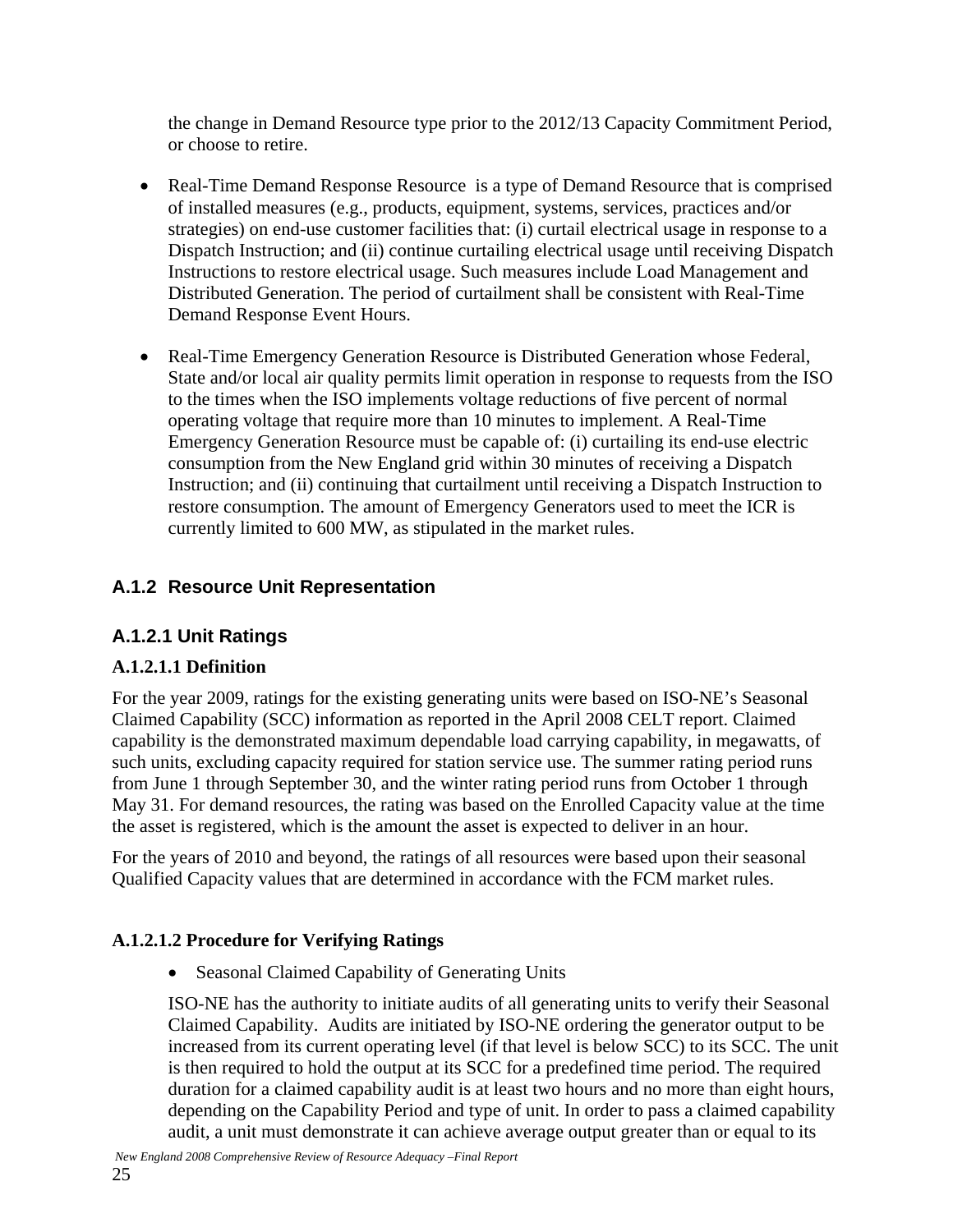the change in Demand Resource type prior to the 2012/13 Capacity Commitment Period, or choose to retire.

- Real-Time Demand Response Resource is a type of Demand Resource that is comprised of installed measures (e.g., products, equipment, systems, services, practices and/or strategies) on end-use customer facilities that: (i) curtail electrical usage in response to a Dispatch Instruction; and (ii) continue curtailing electrical usage until receiving Dispatch Instructions to restore electrical usage. Such measures include Load Management and Distributed Generation. The period of curtailment shall be consistent with Real-Time Demand Response Event Hours.

- Real-Time Emergency Generation Resource is Distributed Generation whose Federal, State and/or local air quality permits limit operation in response to requests from the ISO to the times when the ISO implements voltage reductions of five percent of normal operating voltage that require more than 10 minutes to implement. A Real-Time Emergency Generation Resource must be capable of: (i) curtailing its end-use electric consumption from the New England grid within 30 minutes of receiving a Dispatch Instruction; and (ii) continuing that curtailment until receiving a Dispatch Instruction to restore consumption. The amount of Emergency Generators used to meet the ICR is currently limited to 600 MW, as stipulated in the market rules.

## A.1.2 Resource Unit Representation

### A.1.2.1 Unit Ratings

#### A.1.2.1.1 Definition

For the year 2009, ratings for the existing generating units were based on ISO-NE's Seasonal Claimed Capability (SCC) information as reported in the April 2008 CELT report. Claimed capability is the demonstrated maximum dependable load carrying capability, in megawatts, of such units, excluding capacity required for station service use. The summer rating period runs from June 1 through September 30, and the winter rating period runs from October 1 through May 31. For demand resources, the rating was based on the Enrolled Capacity value at the time the asset is registered, which is the amount the asset is expected to deliver in an hour.

For the years of 2010 and beyond, the ratings of all resources were based upon their seasonal Qualified Capacity values that are determined in accordance with the FCM market rules.

#### A.1.2.1.2 Procedure for Verifying Ratings

- Seasonal Claimed Capability of Generating Units

ISO-NE has the authority to initiate audits of all generating units to verify their Seasonal Claimed Capability. Audits are initiated by ISO-NE ordering the generator output to be increased from its current operating level (if that level is below SCC) to its SCC. The unit is then required to hold the output at its SCC for a predefined time period. The required duration for a claimed capability audit is at least two hours and no more than eight hours, depending on the Capability Period and type of unit. In order to pass a claimed capability audit, a unit must demonstrate it can achieve average output greater than or equal to its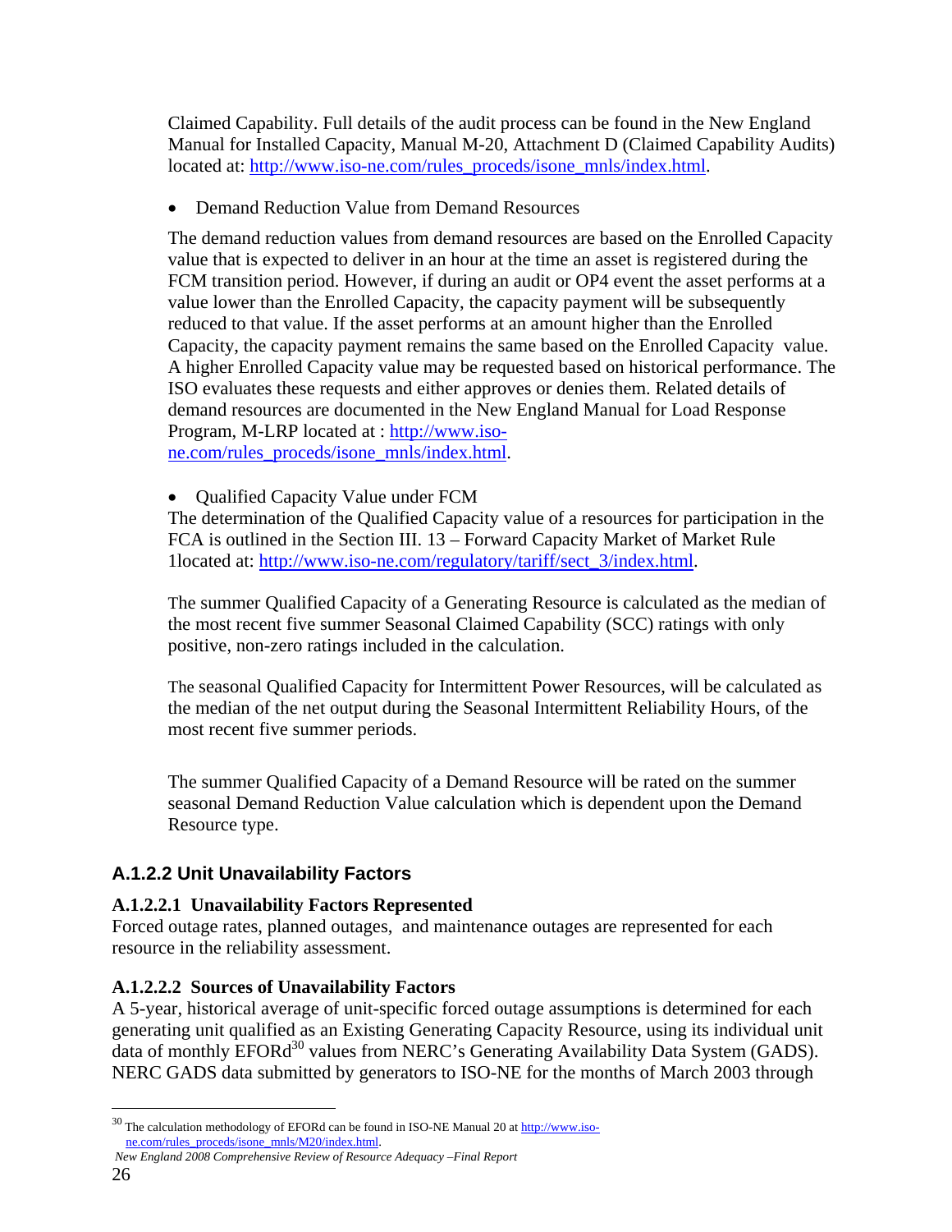Claimed Capability. Full details of the audit process can be found in the New England Manual for Installed Capacity, Manual M-20, Attachment D (Claimed Capability Audits) located at: http://www.iso-ne.com/rules_proceds/isone_mnls/index.html.

- Demand Reduction Value from Demand Resources

The demand reduction values from demand resources are based on the Enrolled Capacity value that is expected to deliver in an hour at the time an asset is registered during the FCM transition period. However, if during an audit or OP4 event the asset performs at a value lower than the Enrolled Capacity, the capacity payment will be subsequently reduced to that value. If the asset performs at an amount higher than the Enrolled Capacity, the capacity payment remains the same based on the Enrolled Capacity value. A higher Enrolled Capacity value may be requested based on historical performance. The ISO evaluates these requests and either approves or denies them. Related details of demand resources are documented in the New England Manual for Load Response Program, M-LRP located at : http://www.iso-ne.com/rules_proceds/isone_mnls/index.html.

- Qualified Capacity Value under FCM

The determination of the Qualified Capacity value of a resources for participation in the FCA is outlined in the Section III. 13 – Forward Capacity Market of Market Rule 1located at: http://www.iso-ne.com/regulatory/tariff/sect_3/index.html.

The summer Qualified Capacity of a Generating Resource is calculated as the median of the most recent five summer Seasonal Claimed Capability (SCC) ratings with only positive, non-zero ratings included in the calculation.

The seasonal Qualified Capacity for Intermittent Power Resources, will be calculated as the median of the net output during the Seasonal Intermittent Reliability Hours, of the most recent five summer periods.

The summer Qualified Capacity of a Demand Resource will be rated on the summer seasonal Demand Reduction Value calculation which is dependent upon the Demand Resource type.

### A.1.2.2 Unit Unavailability Factors

#### A.1.2.2.1 Unavailability Factors Represented

Forced outage rates, planned outages, and maintenance outages are represented for each resource in the reliability assessment.

#### A.1.2.2.2 Sources of Unavailability Factors

A 5-year, historical average of unit-specific forced outage assumptions is determined for each generating unit qualified as an Existing Generating Capacity Resource, using its individual unit data of monthly EFORd[30] values from NERC's Generating Availability Data System (GADS). NERC GADS data submitted by generators to ISO-NE for the months of March 2003 through

[30] The calculation methodology of EFORd can be found in ISO-NE Manual 20 at http://www.iso-ne.com/rules_proceds/isone_mnls/M20/index.html.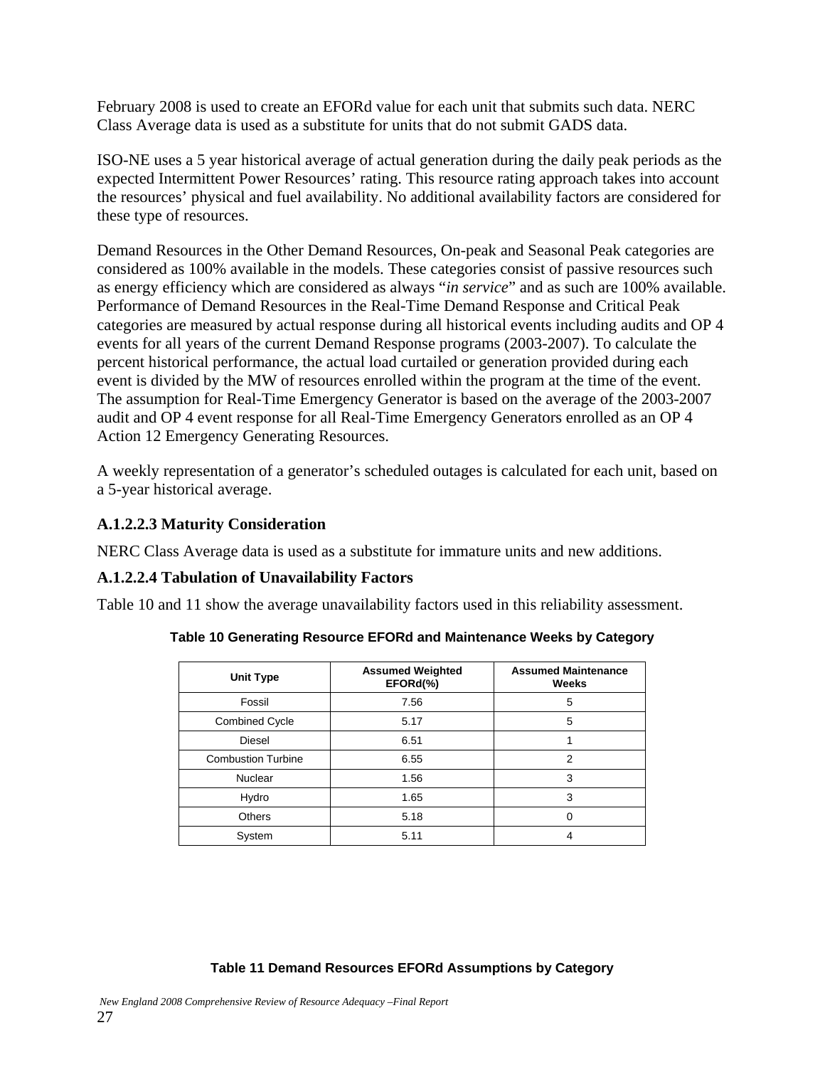February 2008 is used to create an EFORd value for each unit that submits such data. NERC Class Average data is used as a substitute for units that do not submit GADS data.

ISO-NE uses a 5 year historical average of actual generation during the daily peak periods as the expected Intermittent Power Resources' rating. This resource rating approach takes into account the resources' physical and fuel availability. No additional availability factors are considered for these type of resources.

Demand Resources in the Other Demand Resources, On-peak and Seasonal Peak categories are considered as 100% available in the models. These categories consist of passive resources such as energy efficiency which are considered as always "*in service*" and as such are 100% available. Performance of Demand Resources in the Real-Time Demand Response and Critical Peak categories are measured by actual response during all historical events including audits and OP 4 events for all years of the current Demand Response programs (2003-2007). To calculate the percent historical performance, the actual load curtailed or generation provided during each event is divided by the MW of resources enrolled within the program at the time of the event. The assumption for Real-Time Emergency Generator is based on the average of the 2003-2007 audit and OP 4 event response for all Real-Time Emergency Generators enrolled as an OP 4 Action 12 Emergency Generating Resources.

A weekly representation of a generator's scheduled outages is calculated for each unit, based on a 5-year historical average.

#### A.1.2.2.3 Maturity Consideration

NERC Class Average data is used as a substitute for immature units and new additions.

#### A.1.2.2.4 Tabulation of Unavailability Factors

Table 10 and 11 show the average unavailability factors used in this reliability assessment.

**Table 10 Generating Resource EFORd and Maintenance Weeks by Category**

| Unit Type | Assumed Weighted EFORd(%) | Assumed Maintenance Weeks |
|---|---|---|
| Fossil | 7.56 | 5 |
| Combined Cycle | 5.17 | 5 |
| Diesel | 6.51 | 1 |
| Combustion Turbine | 6.55 | 2 |
| Nuclear | 1.56 | 3 |
| Hydro | 1.65 | 3 |
| Others | 5.18 | 0 |
| System | 5.11 | 4 |

**Table 11 Demand Resources EFORd Assumptions by Category**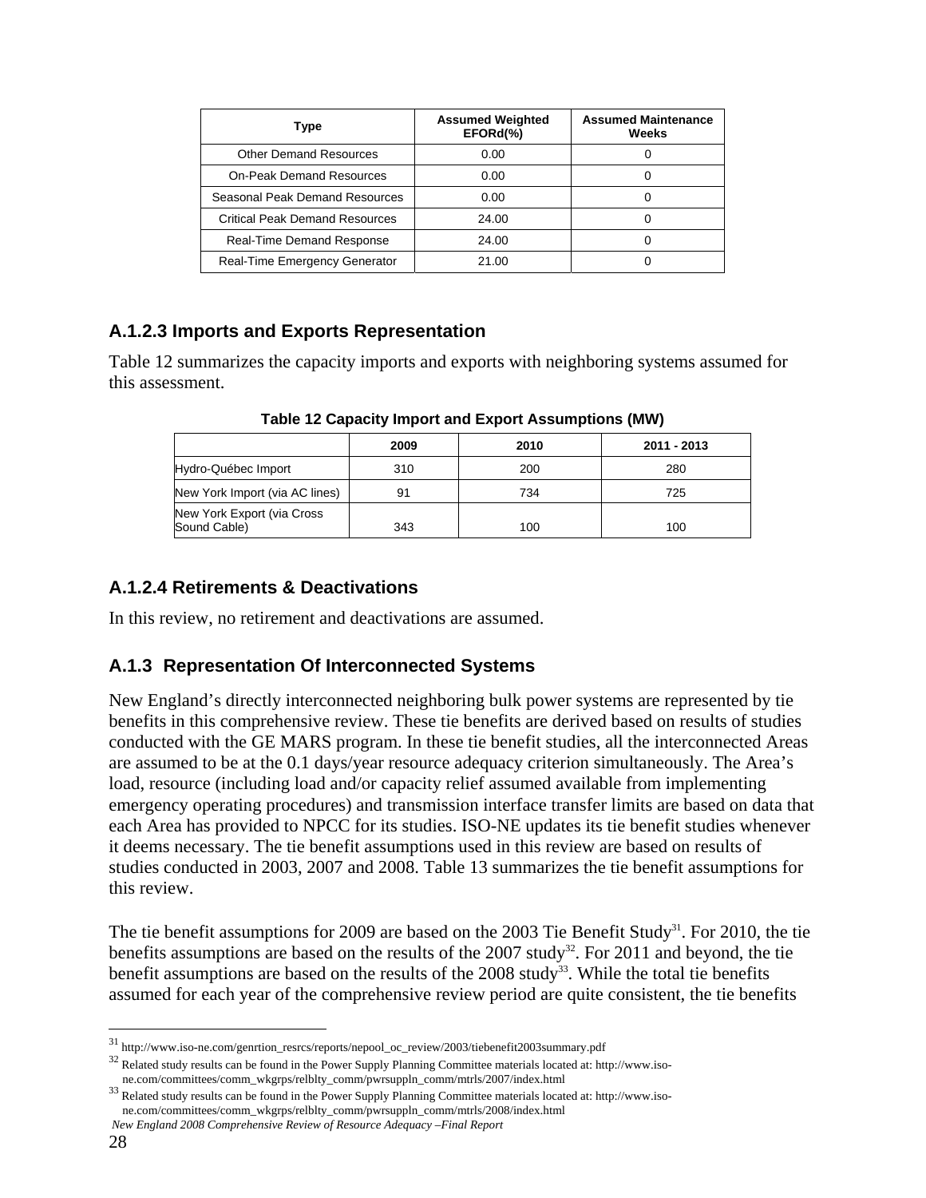| Type | Assumed Weighted EFORd(%) | Assumed Maintenance Weeks |
|---|---|---|
| Other Demand Resources | 0.00 | 0 |
| On-Peak Demand Resources | 0.00 | 0 |
| Seasonal Peak Demand Resources | 0.00 | 0 |
| Critical Peak Demand Resources | 24.00 | 0 |
| Real-Time Demand Response | 24.00 | 0 |
| Real-Time Emergency Generator | 21.00 | 0 |

### A.1.2.3 Imports and Exports Representation

Table 12 summarizes the capacity imports and exports with neighboring systems assumed for this assessment.

**Table 12 Capacity Import and Export Assumptions (MW)**

| | 2009 | 2010 | 2011 - 2013 |
|---|---|---|---|
| Hydro-Québec Import | 310 | 200 | 280 |
| New York Import (via AC lines) | 91 | 734 | 725 |
| New York Export (via Cross Sound Cable) | 343 | 100 | 100 |

### A.1.2.4 Retirements & Deactivations

In this review, no retirement and deactivations are assumed.

### A.1.3 Representation Of Interconnected Systems

New England's directly interconnected neighboring bulk power systems are represented by tie benefits in this comprehensive review. These tie benefits are derived based on results of studies conducted with the GE MARS program. In these tie benefit studies, all the interconnected Areas are assumed to be at the 0.1 days/year resource adequacy criterion simultaneously. The Area's load, resource (including load and/or capacity relief assumed available from implementing emergency operating procedures) and transmission interface transfer limits are based on data that each Area has provided to NPCC for its studies. ISO-NE updates its tie benefit studies whenever it deems necessary. The tie benefit assumptions used in this review are based on results of studies conducted in 2003, 2007 and 2008. Table 13 summarizes the tie benefit assumptions for this review.

The tie benefit assumptions for 2009 are based on the 2003 Tie Benefit Study[31]. For 2010, the tie benefits assumptions are based on the results of the 2007 study[32]. For 2011 and beyond, the tie benefit assumptions are based on the results of the 2008 study[33]. While the total tie benefits assumed for each year of the comprehensive review period are quite consistent, the tie benefits

---

[31] http://www.iso-ne.com/genrtion_resrcs/reports/nepool_oc_review/2003/tiebenefit2003summary.pdf

[32] Related study results can be found in the Power Supply Planning Committee materials located at: http://www.iso-ne.com/committees/comm_wkgrps/relblty_comm/pwrsuppln_comm/mtrls/2007/index.html

[33] Related study results can be found in the Power Supply Planning Committee materials located at: http://www.iso-ne.com/committees/comm_wkgrps/relblty_comm/pwrsuppln_comm/mtrls/2008/index.html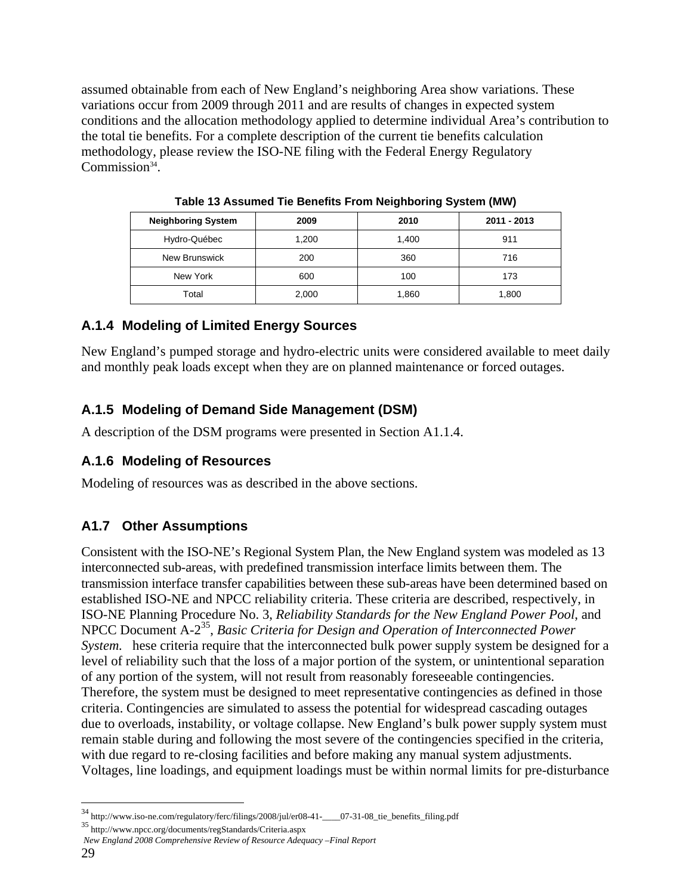assumed obtainable from each of New England's neighboring Area show variations. These variations occur from 2009 through 2011 and are results of changes in expected system conditions and the allocation methodology applied to determine individual Area's contribution to the total tie benefits. For a complete description of the current tie benefits calculation methodology, please review the ISO-NE filing with the Federal Energy Regulatory Commission[34].

**Table 13 Assumed Tie Benefits From Neighboring System (MW)**

| Neighboring System | 2009 | 2010 | 2011 - 2013 |
|---|---|---|---|
| Hydro-Québec | 1,200 | 1,400 | 911 |
| New Brunswick | 200 | 360 | 716 |
| New York | 600 | 100 | 173 |
| Total | 2,000 | 1,860 | 1,800 |

### A.1.4 Modeling of Limited Energy Sources

New England's pumped storage and hydro-electric units were considered available to meet daily and monthly peak loads except when they are on planned maintenance or forced outages.

### A.1.5 Modeling of Demand Side Management (DSM)

A description of the DSM programs were presented in Section A1.1.4.

### A.1.6 Modeling of Resources

Modeling of resources was as described in the above sections.

### A1.7 Other Assumptions

Consistent with the ISO-NE's Regional System Plan, the New England system was modeled as 13 interconnected sub-areas, with predefined transmission interface limits between them. The transmission interface transfer capabilities between these sub-areas have been determined based on established ISO-NE and NPCC reliability criteria. These criteria are described, respectively, in ISO-NE Planning Procedure No. 3, *Reliability Standards for the New England Power Pool*, and NPCC Document A-2[35], *Basic Criteria for Design and Operation of Interconnected Power System.* hese criteria require that the interconnected bulk power supply system be designed for a level of reliability such that the loss of a major portion of the system, or unintentional separation of any portion of the system, will not result from reasonably foreseeable contingencies. Therefore, the system must be designed to meet representative contingencies as defined in those criteria. Contingencies are simulated to assess the potential for widespread cascading outages due to overloads, instability, or voltage collapse. New England's bulk power supply system must remain stable during and following the most severe of the contingencies specified in the criteria, with due regard to re-closing facilities and before making any manual system adjustments. Voltages, line loadings, and equipment loadings must be within normal limits for pre-disturbance

---

[34] http://www.iso-ne.com/regulatory/ferc/filings/2008/jul/er08-41-____07-31-08_tie_benefits_filing.pdf

[35] http://www.npcc.org/documents/regStandards/Criteria.aspx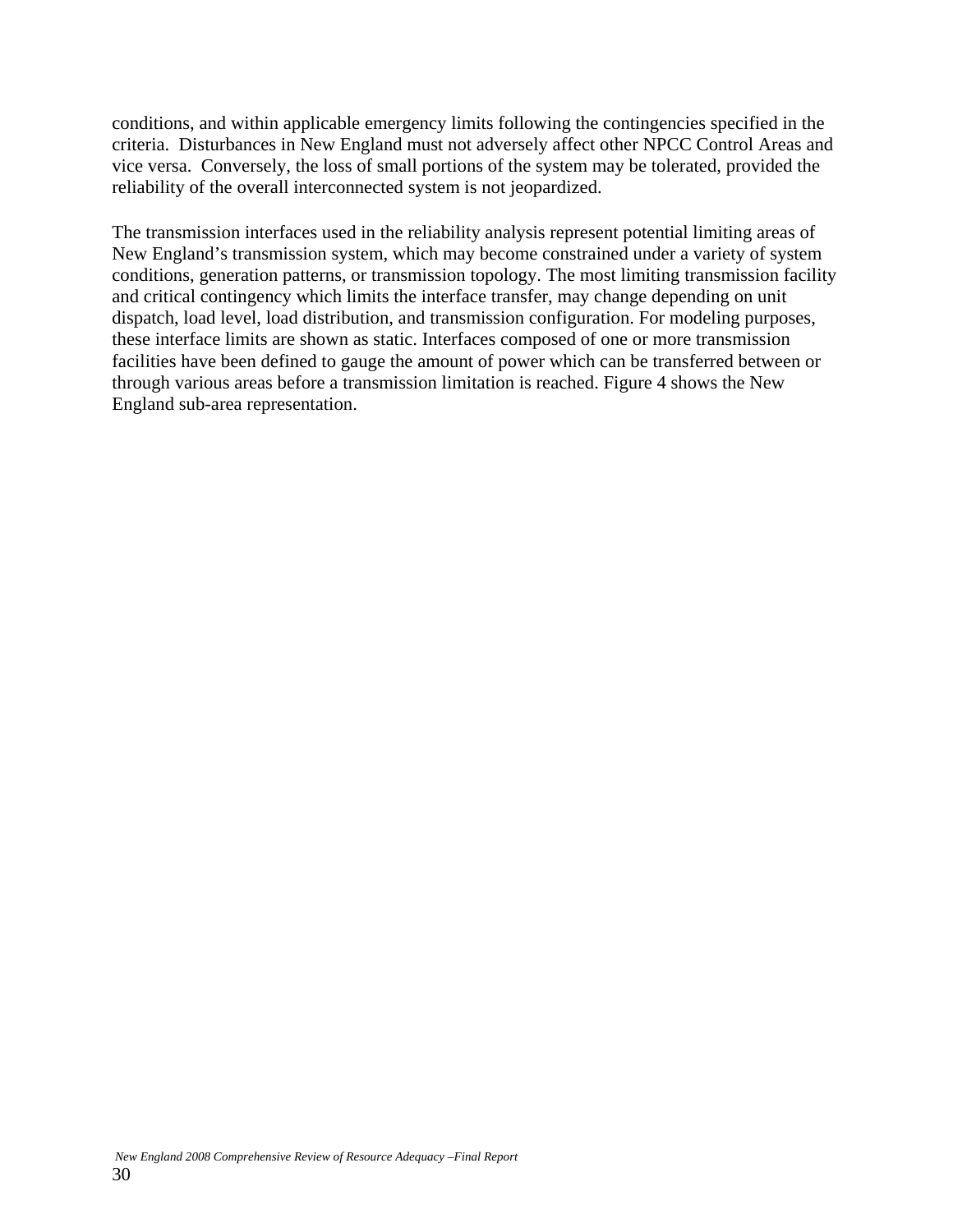conditions, and within applicable emergency limits following the contingencies specified in the criteria. Disturbances in New England must not adversely affect other NPCC Control Areas and vice versa. Conversely, the loss of small portions of the system may be tolerated, provided the reliability of the overall interconnected system is not jeopardized.

The transmission interfaces used in the reliability analysis represent potential limiting areas of New England's transmission system, which may become constrained under a variety of system conditions, generation patterns, or transmission topology. The most limiting transmission facility and critical contingency which limits the interface transfer, may change depending on unit dispatch, load level, load distribution, and transmission configuration. For modeling purposes, these interface limits are shown as static. Interfaces composed of one or more transmission facilities have been defined to gauge the amount of power which can be transferred between or through various areas before a transmission limitation is reached. Figure 4 shows the New England sub-area representation.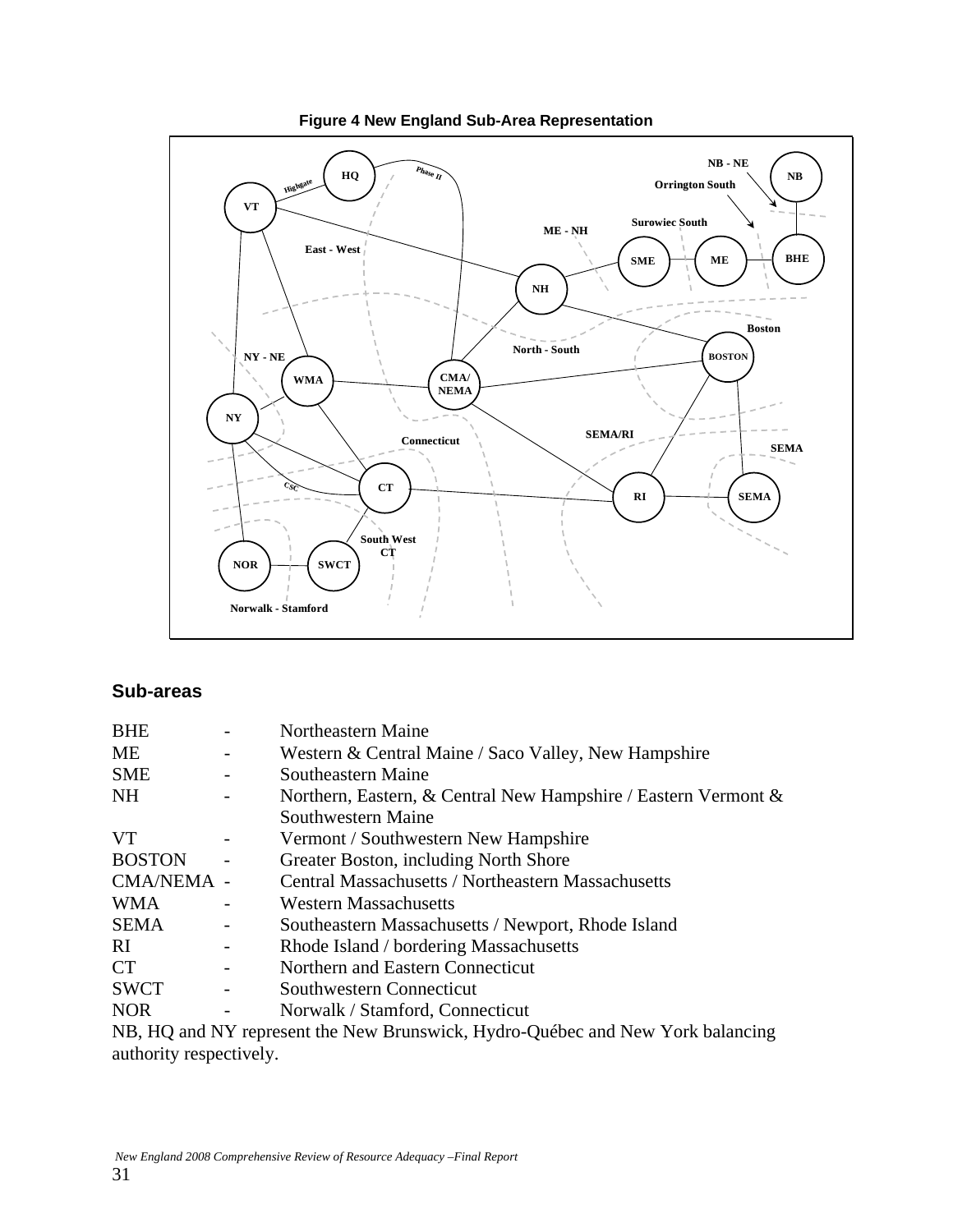**Figure 4 New England Sub-Area Representation**

## Sub-areas

| | | |
|---|---|---|
| BHE | - | Northeastern Maine |
| ME | - | Western & Central Maine / Saco Valley, New Hampshire |
| SME | - | Southeastern Maine |
| NH | - | Northern, Eastern, & Central New Hampshire / Eastern Vermont & Southwestern Maine |
| VT | - | Vermont / Southwestern New Hampshire |
| BOSTON | - | Greater Boston, including North Shore |
| CMA/NEMA | - | Central Massachusetts / Northeastern Massachusetts |
| WMA | - | Western Massachusetts |
| SEMA | - | Southeastern Massachusetts / Newport, Rhode Island |
| RI | - | Rhode Island / bordering Massachusetts |
| CT | - | Northern and Eastern Connecticut |
| SWCT | - | Southwestern Connecticut |
| NOR | - | Norwalk / Stamford, Connecticut |

NB, HQ and NY represent the New Brunswick, Hydro-Québec and New York balancing authority respectively.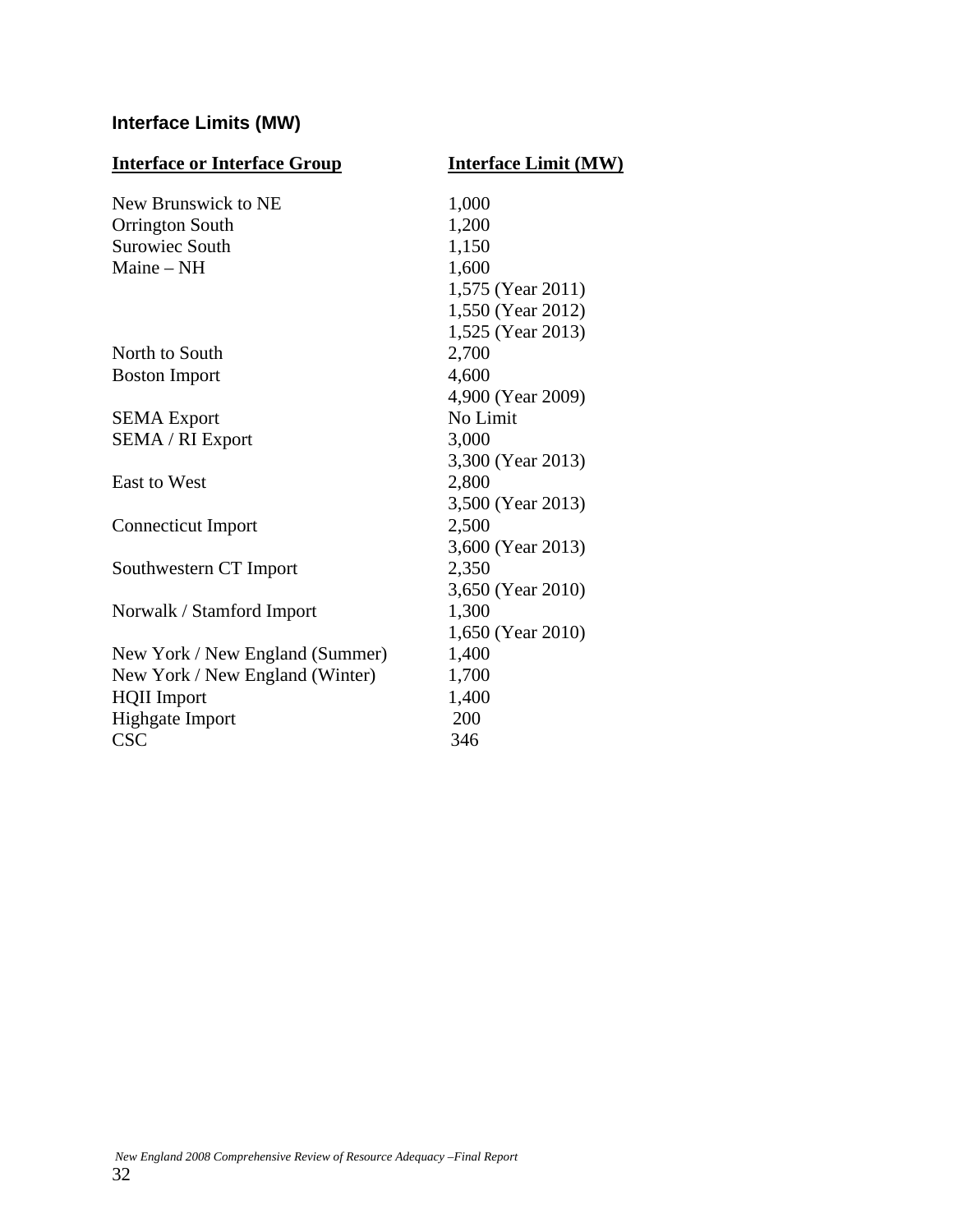### Interface Limits (MW)

| Interface or Interface Group | Interface Limit (MW) |
|---|---|
| New Brunswick to NE | 1,000 |
| Orrington South | 1,200 |
| Surowiec South | 1,150 |
| Maine – NH | 1,600 |
| | 1,575 (Year 2011) |
| | 1,550 (Year 2012) |
| | 1,525 (Year 2013) |
| North to South | 2,700 |
| Boston Import | 4,600 |
| | 4,900 (Year 2009) |
| SEMA Export | No Limit |
| SEMA / RI Export | 3,000 |
| | 3,300 (Year 2013) |
| East to West | 2,800 |
| | 3,500 (Year 2013) |
| Connecticut Import | 2,500 |
| | 3,600 (Year 2013) |
| Southwestern CT Import | 2,350 |
| | 3,650 (Year 2010) |
| Norwalk / Stamford Import | 1,300 |
| | 1,650 (Year 2010) |
| New York / New England (Summer) | 1,400 |
| New York / New England (Winter) | 1,700 |
| HQII Import | 1,400 |
| Highgate Import | 200 |
| CSC | 346 |